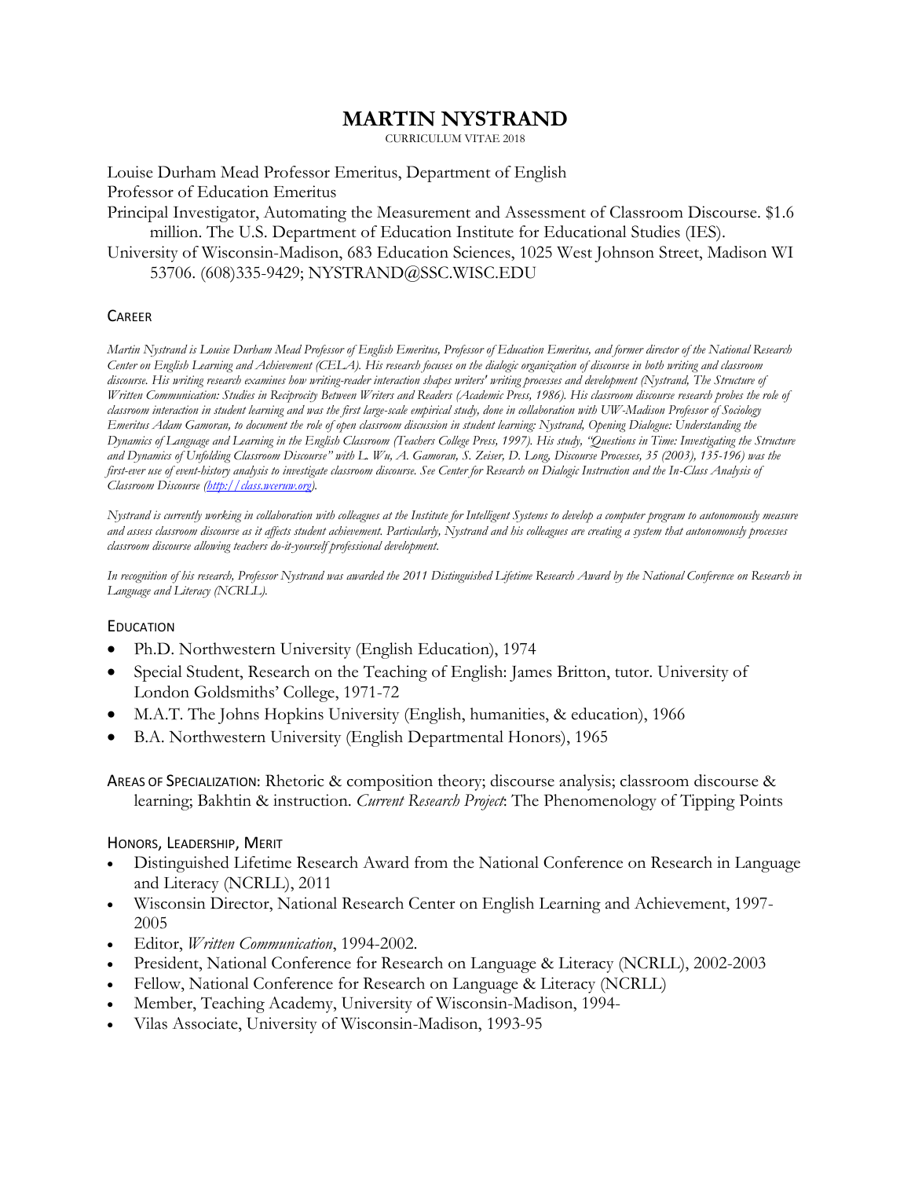# MARTIN NYSTRAND

CURRICULUM VITAE 2018

Louise Durham Mead Professor Emeritus, Department of English
Professor of Education Emeritus
Principal Investigator, Automating the Measurement and Assessment of Classroom Discourse. $1.6 million. The U.S. Department of Education Institute for Educational Studies (IES).
University of Wisconsin-Madison, 683 Education Sciences, 1025 West Johnson Street, Madison WI 53706. (608)335-9429; NYSTRAND@SSC.WISC.EDU

## CAREER

*Martin Nystrand is Louise Durham Mead Professor of English Emeritus, Professor of Education Emeritus, and former director of the National Research Center on English Learning and Achievement (CELA). His research focuses on the dialogic organization of discourse in both writing and classroom discourse. His writing research examines how writing-reader interaction shapes writers' writing processes and development (Nystrand, The Structure of Written Communication: Studies in Reciprocity Between Writers and Readers (Academic Press, 1986). His classroom discourse research probes the role of classroom interaction in student learning and was the first large-scale empirical study, done in collaboration with UW-Madison Professor of Sociology Emeritus Adam Gamoran, to document the role of open classroom discussion in student learning: Nystrand, Opening Dialogue: Understanding the Dynamics of Language and Learning in the English Classroom (Teachers College Press, 1997). His study, "Questions in Time: Investigating the Structure and Dynamics of Unfolding Classroom Discourse" with L. Wu, A. Gamoran, S. Zeiser, D. Long, Discourse Processes, 35 (2003), 135-196) was the first-ever use of event-history analysis to investigate classroom discourse. See Center for Research on Dialogic Instruction and the In-Class Analysis of Classroom Discourse (http://class.wcerw.org).*

*Nystrand is currently working in collaboration with colleagues at the Institute for Intelligent Systems to develop a computer program to autonomously measure and assess classroom discourse as it affects student achievement. Particularly, Nystrand and his colleagues are creating a system that autonomously processes classroom discourse allowing teachers do-it-yourself professional development.*

*In recognition of his research, Professor Nystrand was awarded the 2011 Distinguished Lifetime Research Award by the National Conference on Research in Language and Literacy (NCRLL).*

## EDUCATION

- Ph.D. Northwestern University (English Education), 1974
- Special Student, Research on the Teaching of English: James Britton, tutor. University of London Goldsmiths' College, 1971-72
- M.A.T. The Johns Hopkins University (English, humanities, & education), 1966
- B.A. Northwestern University (English Departmental Honors), 1965

AREAS OF SPECIALIZATION: Rhetoric & composition theory; discourse analysis; classroom discourse & learning; Bakhtin & instruction. *Current Research Project*: The Phenomenology of Tipping Points

## HONORS, LEADERSHIP, MERIT

- Distinguished Lifetime Research Award from the National Conference on Research in Language and Literacy (NCRLL), 2011
- Wisconsin Director, National Research Center on English Learning and Achievement, 1997-2005
- Editor, *Written Communication*, 1994-2002.
- President, National Conference for Research on Language & Literacy (NCRLL), 2002-2003
- Fellow, National Conference for Research on Language & Literacy (NCRLL)
- Member, Teaching Academy, University of Wisconsin-Madison, 1994-
- Vilas Associate, University of Wisconsin-Madison, 1993-95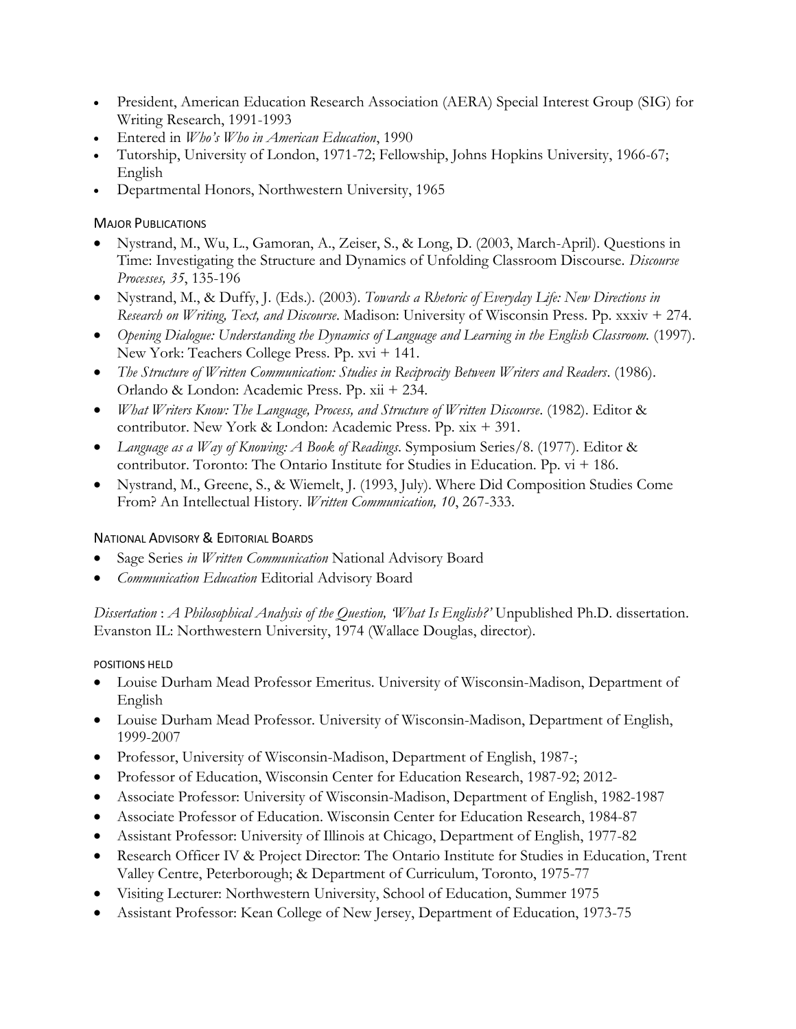- President, American Education Research Association (AERA) Special Interest Group (SIG) for Writing Research, 1991-1993
- Entered in *Who's Who in American Education*, 1990
- Tutorship, University of London, 1971-72; Fellowship, Johns Hopkins University, 1966-67; English
- Departmental Honors, Northwestern University, 1965

## Major Publications

- Nystrand, M., Wu, L., Gamoran, A., Zeiser, S., & Long, D. (2003, March-April). Questions in Time: Investigating the Structure and Dynamics of Unfolding Classroom Discourse. *Discourse Processes, 35*, 135-196
- Nystrand, M., & Duffy, J. (Eds.). (2003). *Towards a Rhetoric of Everyday Life: New Directions in Research on Writing, Text, and Discourse*. Madison: University of Wisconsin Press. Pp. xxxiv + 274.
- *Opening Dialogue: Understanding the Dynamics of Language and Learning in the English Classroom.* (1997). New York: Teachers College Press. Pp. xvi + 141.
- *The Structure of Written Communication: Studies in Reciprocity Between Writers and Readers*. (1986). Orlando & London: Academic Press. Pp. xii + 234.
- *What Writers Know: The Language, Process, and Structure of Written Discourse*. (1982). Editor & contributor. New York & London: Academic Press. Pp. xix + 391.
- *Language as a Way of Knowing: A Book of Readings*. Symposium Series/8. (1977). Editor & contributor. Toronto: The Ontario Institute for Studies in Education. Pp. vi + 186.
- Nystrand, M., Greene, S., & Wiemelt, J. (1993, July). Where Did Composition Studies Come From? An Intellectual History. *Written Communication, 10*, 267-333.

## National Advisory & Editorial Boards

- Sage Series *in Written Communication* National Advisory Board
- *Communication Education* Editorial Advisory Board

*Dissertation* : *A Philosophical Analysis of the Question, 'What Is English?'* Unpublished Ph.D. dissertation. Evanston IL: Northwestern University, 1974 (Wallace Douglas, director).

## Positions Held

- Louise Durham Mead Professor Emeritus. University of Wisconsin-Madison, Department of English
- Louise Durham Mead Professor. University of Wisconsin-Madison, Department of English, 1999-2007
- Professor, University of Wisconsin-Madison, Department of English, 1987-;
- Professor of Education, Wisconsin Center for Education Research, 1987-92; 2012-
- Associate Professor: University of Wisconsin-Madison, Department of English, 1982-1987
- Associate Professor of Education. Wisconsin Center for Education Research, 1984-87
- Assistant Professor: University of Illinois at Chicago, Department of English, 1977-82
- Research Officer IV & Project Director: The Ontario Institute for Studies in Education, Trent Valley Centre, Peterborough; & Department of Curriculum, Toronto, 1975-77
- Visiting Lecturer: Northwestern University, School of Education, Summer 1975
- Assistant Professor: Kean College of New Jersey, Department of Education, 1973-75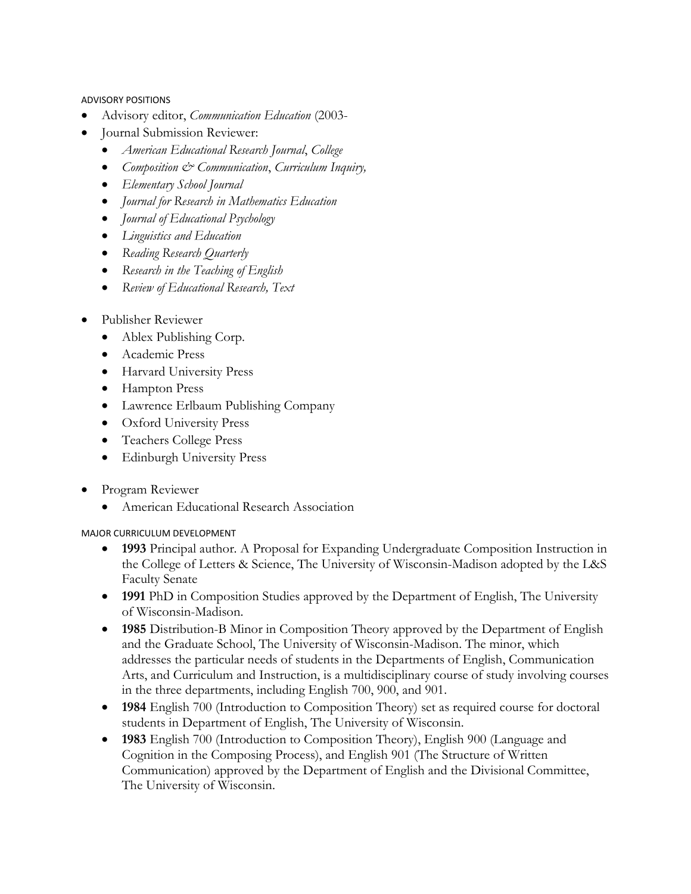ADVISORY POSITIONS

- Advisory editor, *Communication Education* (2003-
- Journal Submission Reviewer:
  - *American Educational Research Journal*, *College*
  - *Composition & Communication*, *Curriculum Inquiry,*
  - *Elementary School Journal*
  - *Journal for Research in Mathematics Education*
  - *Journal of Educational Psychology*
  - *Linguistics and Education*
  - *Reading Research Quarterly*
  - *Research in the Teaching of English*
  - *Review of Educational Research, Text*

- Publisher Reviewer
  - Ablex Publishing Corp.
  - Academic Press
  - Harvard University Press
  - Hampton Press
  - Lawrence Erlbaum Publishing Company
  - Oxford University Press
  - Teachers College Press
  - Edinburgh University Press

- Program Reviewer
  - American Educational Research Association

MAJOR CURRICULUM DEVELOPMENT

- **1993** Principal author. A Proposal for Expanding Undergraduate Composition Instruction in the College of Letters & Science, The University of Wisconsin-Madison adopted by the L&S Faculty Senate
- **1991** PhD in Composition Studies approved by the Department of English, The University of Wisconsin-Madison.
- **1985** Distribution-B Minor in Composition Theory approved by the Department of English and the Graduate School, The University of Wisconsin-Madison. The minor, which addresses the particular needs of students in the Departments of English, Communication Arts, and Curriculum and Instruction, is a multidisciplinary course of study involving courses in the three departments, including English 700, 900, and 901.
- **1984** English 700 (Introduction to Composition Theory) set as required course for doctoral students in Department of English, The University of Wisconsin.
- **1983** English 700 (Introduction to Composition Theory), English 900 (Language and Cognition in the Composing Process), and English 901 (The Structure of Written Communication) approved by the Department of English and the Divisional Committee, The University of Wisconsin.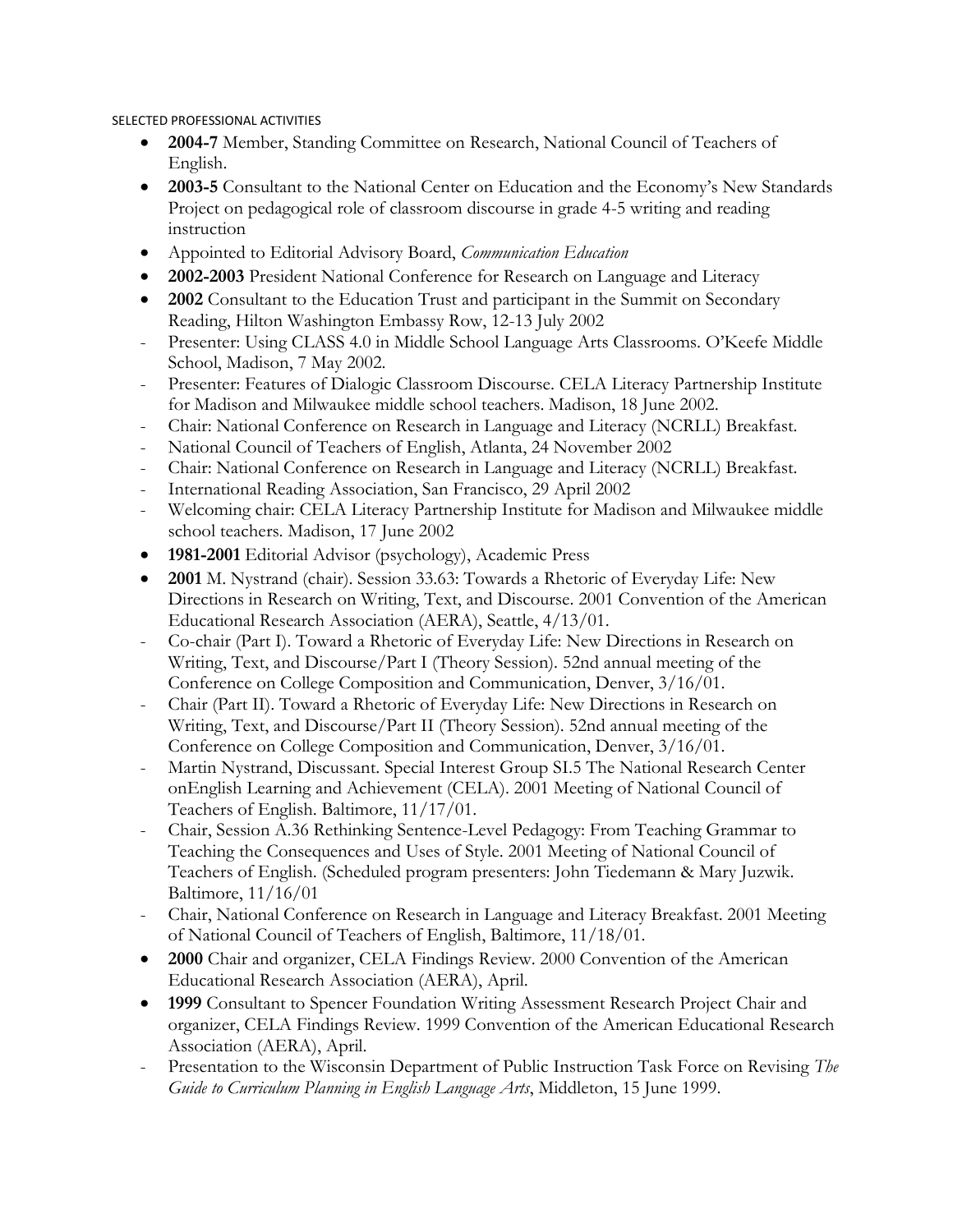SELECTED PROFESSIONAL ACTIVITIES

- **2004-7** Member, Standing Committee on Research, National Council of Teachers of English.
- **2003-5** Consultant to the National Center on Education and the Economy's New Standards Project on pedagogical role of classroom discourse in grade 4-5 writing and reading instruction
- Appointed to Editorial Advisory Board, *Communication Education*
- **2002-2003** President National Conference for Research on Language and Literacy
- **2002** Consultant to the Education Trust and participant in the Summit on Secondary Reading, Hilton Washington Embassy Row, 12-13 July 2002
  - Presenter: Using CLASS 4.0 in Middle School Language Arts Classrooms. O'Keefe Middle School, Madison, 7 May 2002.
  - Presenter: Features of Dialogic Classroom Discourse. CELA Literacy Partnership Institute for Madison and Milwaukee middle school teachers. Madison, 18 June 2002.
  - Chair: National Conference on Research in Language and Literacy (NCRLL) Breakfast.
  - National Council of Teachers of English, Atlanta, 24 November 2002
  - Chair: National Conference on Research in Language and Literacy (NCRLL) Breakfast.
  - International Reading Association, San Francisco, 29 April 2002
  - Welcoming chair: CELA Literacy Partnership Institute for Madison and Milwaukee middle school teachers. Madison, 17 June 2002
- **1981-2001** Editorial Advisor (psychology), Academic Press
- **2001** M. Nystrand (chair). Session 33.63: Towards a Rhetoric of Everyday Life: New Directions in Research on Writing, Text, and Discourse. 2001 Convention of the American Educational Research Association (AERA), Seattle, 4/13/01.
  - Co-chair (Part I). Toward a Rhetoric of Everyday Life: New Directions in Research on Writing, Text, and Discourse/Part I (Theory Session). 52nd annual meeting of the Conference on College Composition and Communication, Denver, 3/16/01.
  - Chair (Part II). Toward a Rhetoric of Everyday Life: New Directions in Research on Writing, Text, and Discourse/Part II (Theory Session). 52nd annual meeting of the Conference on College Composition and Communication, Denver, 3/16/01.
  - Martin Nystrand, Discussant. Special Interest Group SI.5 The National Research Center onEnglish Learning and Achievement (CELA). 2001 Meeting of National Council of Teachers of English. Baltimore, 11/17/01.
  - Chair, Session A.36 Rethinking Sentence-Level Pedagogy: From Teaching Grammar to Teaching the Consequences and Uses of Style. 2001 Meeting of National Council of Teachers of English. (Scheduled program presenters: John Tiedemann & Mary Juzwik. Baltimore, 11/16/01
  - Chair, National Conference on Research in Language and Literacy Breakfast. 2001 Meeting of National Council of Teachers of English, Baltimore, 11/18/01.
- **2000** Chair and organizer, CELA Findings Review. 2000 Convention of the American Educational Research Association (AERA), April.
- **1999** Consultant to Spencer Foundation Writing Assessment Research Project Chair and organizer, CELA Findings Review. 1999 Convention of the American Educational Research Association (AERA), April.
  - Presentation to the Wisconsin Department of Public Instruction Task Force on Revising *The Guide to Curriculum Planning in English Language Arts*, Middleton, 15 June 1999.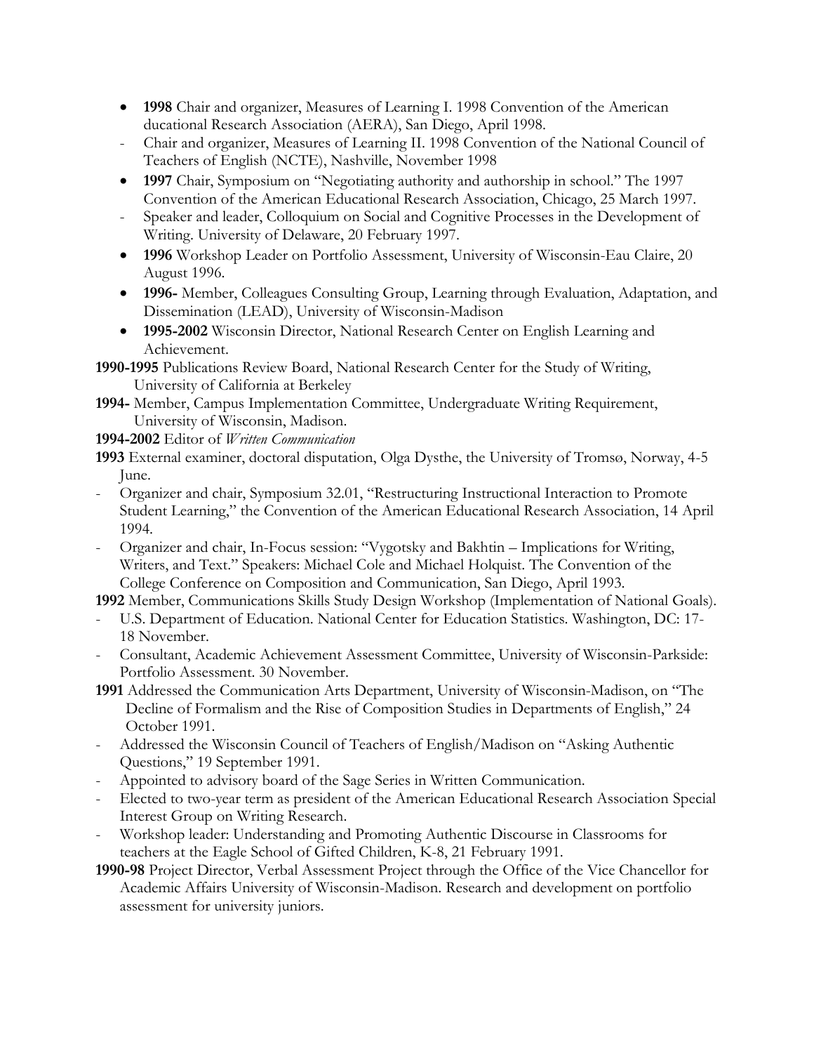- **1998** Chair and organizer, Measures of Learning I. 1998 Convention of the American ducational Research Association (AERA), San Diego, April 1998.
- Chair and organizer, Measures of Learning II. 1998 Convention of the National Council of Teachers of English (NCTE), Nashville, November 1998
- **1997** Chair, Symposium on "Negotiating authority and authorship in school." The 1997 Convention of the American Educational Research Association, Chicago, 25 March 1997.
- Speaker and leader, Colloquium on Social and Cognitive Processes in the Development of Writing. University of Delaware, 20 February 1997.
- **1996** Workshop Leader on Portfolio Assessment, University of Wisconsin-Eau Claire, 20 August 1996.
- **1996-** Member, Colleagues Consulting Group, Learning through Evaluation, Adaptation, and Dissemination (LEAD), University of Wisconsin-Madison
- **1995-2002** Wisconsin Director, National Research Center on English Learning and Achievement.

**1990-1995** Publications Review Board, National Research Center for the Study of Writing, University of California at Berkeley

**1994-** Member, Campus Implementation Committee, Undergraduate Writing Requirement, University of Wisconsin, Madison.

**1994-2002** Editor of *Written Communication*

**1993** External examiner, doctoral disputation, Olga Dysthe, the University of Tromsø, Norway, 4-5 June.

- Organizer and chair, Symposium 32.01, "Restructuring Instructional Interaction to Promote Student Learning," the Convention of the American Educational Research Association, 14 April 1994.
- Organizer and chair, In-Focus session: "Vygotsky and Bakhtin – Implications for Writing, Writers, and Text." Speakers: Michael Cole and Michael Holquist. The Convention of the College Conference on Composition and Communication, San Diego, April 1993.

**1992** Member, Communications Skills Study Design Workshop (Implementation of National Goals).

- U.S. Department of Education. National Center for Education Statistics. Washington, DC: 17-18 November.
- Consultant, Academic Achievement Assessment Committee, University of Wisconsin-Parkside: Portfolio Assessment. 30 November.

**1991** Addressed the Communication Arts Department, University of Wisconsin-Madison, on "The Decline of Formalism and the Rise of Composition Studies in Departments of English," 24 October 1991.

- Addressed the Wisconsin Council of Teachers of English/Madison on "Asking Authentic Questions," 19 September 1991.
- Appointed to advisory board of the Sage Series in Written Communication.
- Elected to two-year term as president of the American Educational Research Association Special Interest Group on Writing Research.
- Workshop leader: Understanding and Promoting Authentic Discourse in Classrooms for teachers at the Eagle School of Gifted Children, K-8, 21 February 1991.

**1990-98** Project Director, Verbal Assessment Project through the Office of the Vice Chancellor for Academic Affairs University of Wisconsin-Madison. Research and development on portfolio assessment for university juniors.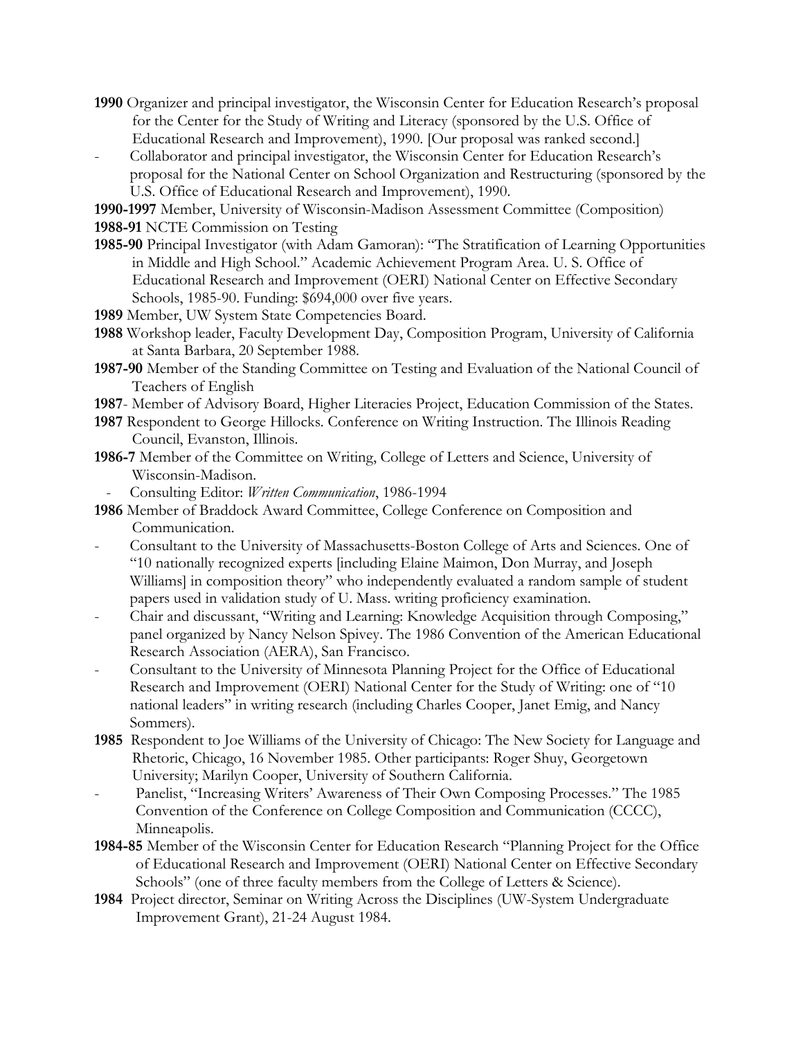**1990** Organizer and principal investigator, the Wisconsin Center for Education Research's proposal for the Center for the Study of Writing and Literacy (sponsored by the U.S. Office of Educational Research and Improvement), 1990. [Our proposal was ranked second.]

- Collaborator and principal investigator, the Wisconsin Center for Education Research's proposal for the National Center on School Organization and Restructuring (sponsored by the U.S. Office of Educational Research and Improvement), 1990.

**1990-1997** Member, University of Wisconsin-Madison Assessment Committee (Composition)

**1988-91** NCTE Commission on Testing

**1985-90** Principal Investigator (with Adam Gamoran): "The Stratification of Learning Opportunities in Middle and High School." Academic Achievement Program Area. U. S. Office of Educational Research and Improvement (OERI) National Center on Effective Secondary Schools, 1985-90. Funding: $694,000 over five years.

**1989** Member, UW System State Competencies Board.

**1988** Workshop leader, Faculty Development Day, Composition Program, University of California at Santa Barbara, 20 September 1988.

**1987-90** Member of the Standing Committee on Testing and Evaluation of the National Council of Teachers of English

**1987**- Member of Advisory Board, Higher Literacies Project, Education Commission of the States.

**1987** Respondent to George Hillocks. Conference on Writing Instruction. The Illinois Reading Council, Evanston, Illinois.

**1986-7** Member of the Committee on Writing, College of Letters and Science, University of Wisconsin-Madison.

- Consulting Editor: *Written Communication*, 1986-1994

**1986** Member of Braddock Award Committee, College Conference on Composition and Communication.

- Consultant to the University of Massachusetts-Boston College of Arts and Sciences. One of "10 nationally recognized experts [including Elaine Maimon, Don Murray, and Joseph Williams] in composition theory" who independently evaluated a random sample of student papers used in validation study of U. Mass. writing proficiency examination.
- Chair and discussant, "Writing and Learning: Knowledge Acquisition through Composing," panel organized by Nancy Nelson Spivey. The 1986 Convention of the American Educational Research Association (AERA), San Francisco.
- Consultant to the University of Minnesota Planning Project for the Office of Educational Research and Improvement (OERI) National Center for the Study of Writing: one of "10 national leaders" in writing research (including Charles Cooper, Janet Emig, and Nancy Sommers).

**1985** Respondent to Joe Williams of the University of Chicago: The New Society for Language and Rhetoric, Chicago, 16 November 1985. Other participants: Roger Shuy, Georgetown University; Marilyn Cooper, University of Southern California.

- Panelist, "Increasing Writers' Awareness of Their Own Composing Processes." The 1985 Convention of the Conference on College Composition and Communication (CCCC), Minneapolis.

**1984-85** Member of the Wisconsin Center for Education Research "Planning Project for the Office of Educational Research and Improvement (OERI) National Center on Effective Secondary Schools" (one of three faculty members from the College of Letters & Science).

**1984** Project director, Seminar on Writing Across the Disciplines (UW-System Undergraduate Improvement Grant), 21-24 August 1984.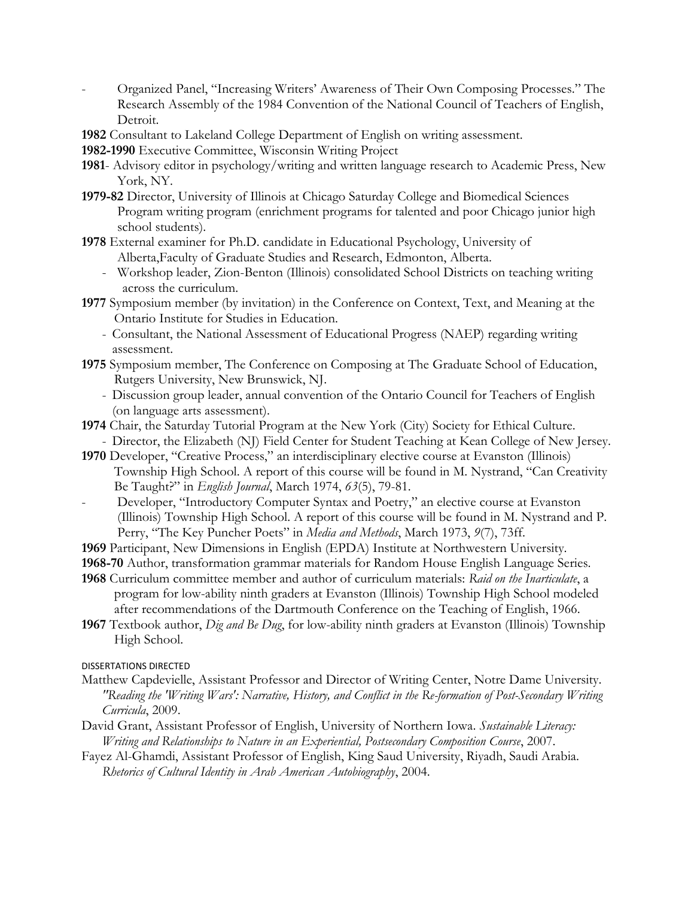- Organized Panel, "Increasing Writers' Awareness of Their Own Composing Processes." The Research Assembly of the 1984 Convention of the National Council of Teachers of English, Detroit.

**1982** Consultant to Lakeland College Department of English on writing assessment.

**1982-1990** Executive Committee, Wisconsin Writing Project

**1981**- Advisory editor in psychology/writing and written language research to Academic Press, New York, NY.

**1979-82** Director, University of Illinois at Chicago Saturday College and Biomedical Sciences Program writing program (enrichment programs for talented and poor Chicago junior high school students).

**1978** External examiner for Ph.D. candidate in Educational Psychology, University of Alberta,Faculty of Graduate Studies and Research, Edmonton, Alberta.

- Workshop leader, Zion-Benton (Illinois) consolidated School Districts on teaching writing across the curriculum.

**1977** Symposium member (by invitation) in the Conference on Context, Text, and Meaning at the Ontario Institute for Studies in Education.

- Consultant, the National Assessment of Educational Progress (NAEP) regarding writing assessment.

**1975** Symposium member, The Conference on Composing at The Graduate School of Education, Rutgers University, New Brunswick, NJ.

- Discussion group leader, annual convention of the Ontario Council for Teachers of English (on language arts assessment).

**1974** Chair, the Saturday Tutorial Program at the New York (City) Society for Ethical Culture.

- Director, the Elizabeth (NJ) Field Center for Student Teaching at Kean College of New Jersey.

**1970** Developer, "Creative Process," an interdisciplinary elective course at Evanston (Illinois) Township High School. A report of this course will be found in M. Nystrand, "Can Creativity Be Taught?" in *English Journal*, March 1974, *63*(5), 79-81.

- Developer, "Introductory Computer Syntax and Poetry," an elective course at Evanston (Illinois) Township High School. A report of this course will be found in M. Nystrand and P. Perry, "The Key Puncher Poets" in *Media and Methods*, March 1973, *9*(7), 73ff.

**1969** Participant, New Dimensions in English (EPDA) Institute at Northwestern University.

**1968-70** Author, transformation grammar materials for Random House English Language Series.

**1968** Curriculum committee member and author of curriculum materials: *Raid on the Inarticulate*, a program for low-ability ninth graders at Evanston (Illinois) Township High School modeled after recommendations of the Dartmouth Conference on the Teaching of English, 1966.

**1967** Textbook author, *Dig and Be Dug*, for low-ability ninth graders at Evanston (Illinois) Township High School.

DISSERTATIONS DIRECTED

Matthew Capdevielle, Assistant Professor and Director of Writing Center, Notre Dame University. *"Reading the 'Writing Wars': Narrative, History, and Conflict in the Re-formation of Post-Secondary Writing Curricula*, 2009.

David Grant, Assistant Professor of English, University of Northern Iowa. *Sustainable Literacy: Writing and Relationships to Nature in an Experiential, Postsecondary Composition Course*, 2007.

Fayez Al-Ghamdi, Assistant Professor of English, King Saud University, Riyadh, Saudi Arabia. *Rhetorics of Cultural Identity in Arab American Autobiography*, 2004.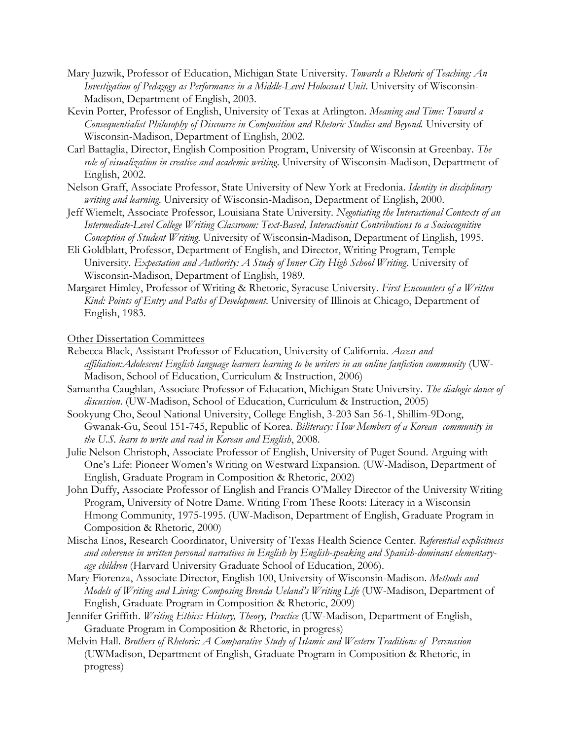Mary Juzwik, Professor of Education, Michigan State University. *Towards a Rhetoric of Teaching: An Investigation of Pedagogy as Performance in a Middle-Level Holocaust Unit*. University of Wisconsin-Madison, Department of English, 2003.

Kevin Porter, Professor of English, University of Texas at Arlington. *Meaning and Time: Toward a Consequentialist Philosophy of Discourse in Composition and Rhetoric Studies and Beyond.* University of Wisconsin-Madison, Department of English, 2002.

Carl Battaglia, Director, English Composition Program, University of Wisconsin at Greenbay. *The role of visualization in creative and academic writing*. University of Wisconsin-Madison, Department of English, 2002.

Nelson Graff, Associate Professor, State University of New York at Fredonia. *Identity in disciplinary writing and learning*. University of Wisconsin-Madison, Department of English, 2000.

Jeff Wiemelt, Associate Professor, Louisiana State University. *Negotiating the Interactional Contexts of an Intermediate-Level College Writing Classroom: Text-Based, Interactionist Contributions to a Sociocognitive Conception of Student Writing*. University of Wisconsin-Madison, Department of English, 1995.

Eli Goldblatt, Professor, Department of English, and Director, Writing Program, Temple University. *Expectation and Authority: A Study of Inner City High School Writing*. University of Wisconsin-Madison, Department of English, 1989.

Margaret Himley, Professor of Writing & Rhetoric, Syracuse University. *First Encounters of a Written Kind: Points of Entry and Paths of Development*. University of Illinois at Chicago, Department of English, 1983.

<u>Other Dissertation Committees</u>

Rebecca Black, Assistant Professor of Education, University of California. *Access and affiliation:Adolescent English language learners learning to be writers in an online fanfiction community* (UW-Madison, School of Education, Curriculum & Instruction, 2006)

Samantha Caughlan, Associate Professor of Education, Michigan State University. *The dialogic dance of discussion*. (UW-Madison, School of Education, Curriculum & Instruction, 2005)

Sookyung Cho, Seoul National University, College English, 3-203 San 56-1, Shillim-9Dong, Gwanak-Gu, Seoul 151-745, Republic of Korea. *Biliteracy: How Members of a Korean community in the U.S. learn to write and read in Korean and English*, 2008.

Julie Nelson Christoph, Associate Professor of English, University of Puget Sound. Arguing with One's Life: Pioneer Women's Writing on Westward Expansion. (UW-Madison, Department of English, Graduate Program in Composition & Rhetoric, 2002)

John Duffy, Associate Professor of English and Francis O'Malley Director of the University Writing Program, University of Notre Dame. Writing From These Roots: Literacy in a Wisconsin Hmong Community, 1975-1995. (UW-Madison, Department of English, Graduate Program in Composition & Rhetoric, 2000)

Mischa Enos, Research Coordinator, University of Texas Health Science Center. *Referential explicitness and coherence in written personal narratives in English by English-speaking and Spanish-dominant elementary-age children* (Harvard University Graduate School of Education, 2006).

Mary Fiorenza, Associate Director, English 100, University of Wisconsin-Madison. *Methods and Models of Writing and Living: Composing Brenda Ueland's Writing Life* (UW-Madison, Department of English, Graduate Program in Composition & Rhetoric, 2009)

Jennifer Griffith. *Writing Ethics: History, Theory, Practice* (UW-Madison, Department of English, Graduate Program in Composition & Rhetoric, in progress)

Melvin Hall. *Brothers of Rhetoric: A Comparative Study of Islamic and Western Traditions of Persuasion* (UWMadison, Department of English, Graduate Program in Composition & Rhetoric, in progress)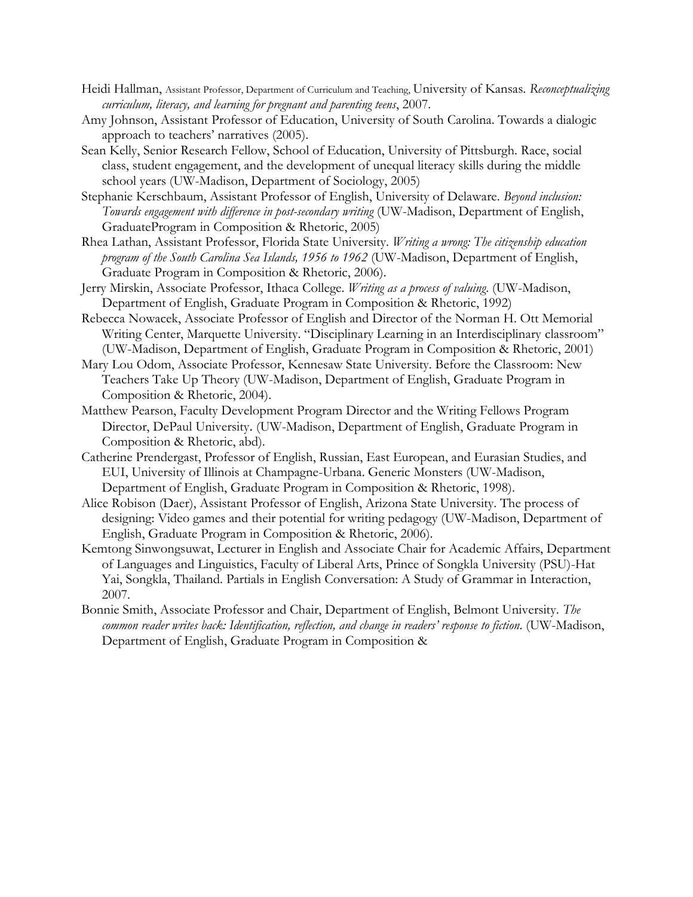Heidi Hallman, Assistant Professor, Department of Curriculum and Teaching, University of Kansas. *Reconceptualizing curriculum, literacy, and learning for pregnant and parenting teens*, 2007.

Amy Johnson, Assistant Professor of Education, University of South Carolina. Towards a dialogic approach to teachers' narratives (2005).

Sean Kelly, Senior Research Fellow, School of Education, University of Pittsburgh. Race, social class, student engagement, and the development of unequal literacy skills during the middle school years (UW-Madison, Department of Sociology, 2005)

Stephanie Kerschbaum, Assistant Professor of English, University of Delaware. *Beyond inclusion: Towards engagement with difference in post-secondary writing* (UW-Madison, Department of English, GraduateProgram in Composition & Rhetoric, 2005)

Rhea Lathan, Assistant Professor, Florida State University. *Writing a wrong: The citizenship education program of the South Carolina Sea Islands, 1956 to 1962* (UW-Madison, Department of English, Graduate Program in Composition & Rhetoric, 2006).

Jerry Mirskin, Associate Professor, Ithaca College. *Writing as a process of valuing.* (UW-Madison, Department of English, Graduate Program in Composition & Rhetoric, 1992)

Rebecca Nowacek, Associate Professor of English and Director of the Norman H. Ott Memorial Writing Center, Marquette University. "Disciplinary Learning in an Interdisciplinary classroom" (UW-Madison, Department of English, Graduate Program in Composition & Rhetoric, 2001)

Mary Lou Odom, Associate Professor, Kennesaw State University. Before the Classroom: New Teachers Take Up Theory (UW-Madison, Department of English, Graduate Program in Composition & Rhetoric, 2004).

Matthew Pearson, Faculty Development Program Director and the Writing Fellows Program Director, DePaul University. (UW-Madison, Department of English, Graduate Program in Composition & Rhetoric, abd).

Catherine Prendergast, Professor of English, Russian, East European, and Eurasian Studies, and EUI, University of Illinois at Champagne-Urbana. Generic Monsters (UW-Madison, Department of English, Graduate Program in Composition & Rhetoric, 1998).

Alice Robison (Daer), Assistant Professor of English, Arizona State University. The process of designing: Video games and their potential for writing pedagogy (UW-Madison, Department of English, Graduate Program in Composition & Rhetoric, 2006).

Kemtong Sinwongsuwat, Lecturer in English and Associate Chair for Academic Affairs, Department of Languages and Linguistics, Faculty of Liberal Arts, Prince of Songkla University (PSU)-Hat Yai, Songkla, Thailand. Partials in English Conversation: A Study of Grammar in Interaction, 2007.

Bonnie Smith, Associate Professor and Chair, Department of English, Belmont University. *The common reader writes back: Identification, reflection, and change in readers' response to fiction.* (UW-Madison, Department of English, Graduate Program in Composition &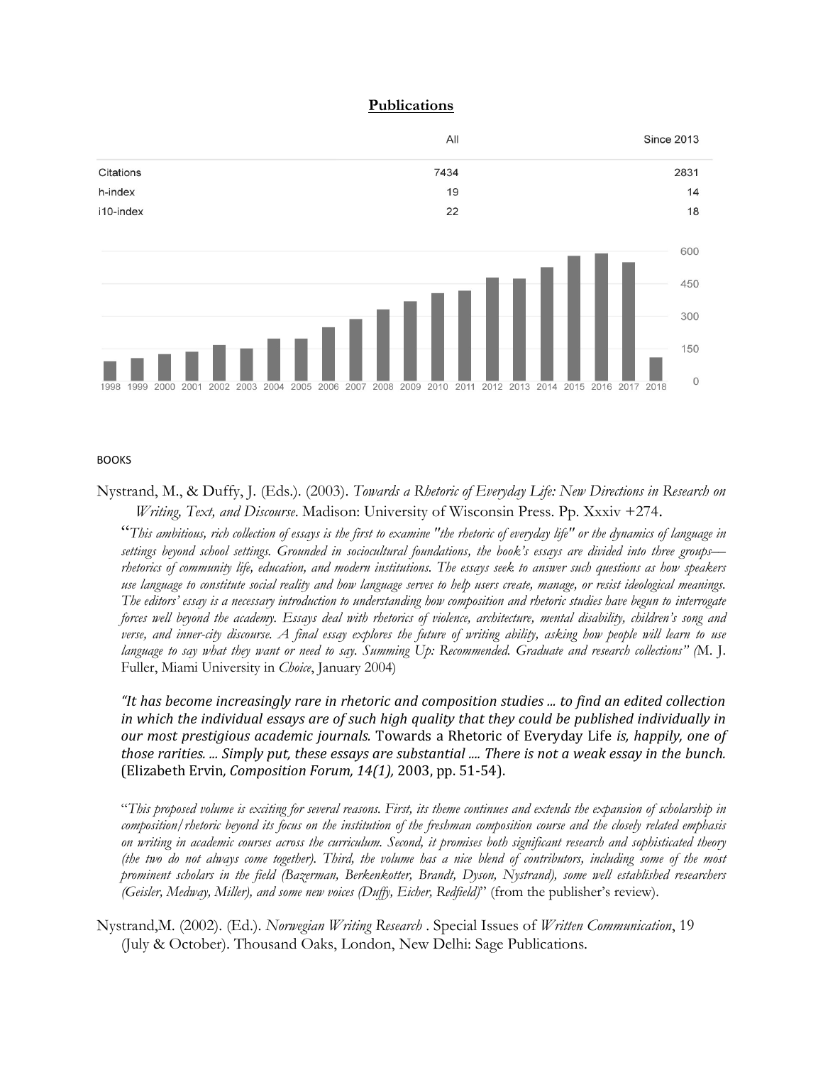## Publications

| | All | Since 2013 |
|---|---|---|
| Citations | 7434 | 2831 |
| h-index | 19 | 14 |
| i10-index | 22 | 18 |

BOOKS

Nystrand, M., & Duffy, J. (Eds.). (2003). *Towards a Rhetoric of Everyday Life: New Directions in Research on Writing, Text, and Discourse*. Madison: University of Wisconsin Press. Pp. Xxxiv +274.

"*This ambitious, rich collection of essays is the first to examine "the rhetoric of everyday life" or the dynamics of language in settings beyond school settings. Grounded in sociocultural foundations, the book's essays are divided into three groups—rhetorics of community life, education, and modern institutions. The essays seek to answer such questions as how speakers use language to constitute social reality and how language serves to help users create, manage, or resist ideological meanings. The editors' essay is a necessary introduction to understanding how composition and rhetoric studies have begun to interrogate forces well beyond the academy. Essays deal with rhetorics of violence, architecture, mental disability, children's song and verse, and inner-city discourse. A final essay explores the future of writing ability, asking how people will learn to use language to say what they want or need to say. Summing Up: Recommended. Graduate and research collections" (*M. J. Fuller, Miami University in *Choice*, January 2004)

*"It has become increasingly rare in rhetoric and composition studies ... to find an edited collection in which the individual essays are of such high quality that they could be published individually in our most prestigious academic journals.* Towards a Rhetoric of Everyday Life *is, happily, one of those rarities. ... Simply put, these essays are substantial .... There is not a weak essay in the bunch.* (Elizabeth Ervin*, Composition Forum, 14(1),* 2003, pp. 51-54).

"*This proposed volume is exciting for several reasons. First, its theme continues and extends the expansion of scholarship in composition/rhetoric beyond its focus on the institution of the freshman composition course and the closely related emphasis on writing in academic courses across the curriculum. Second, it promises both significant research and sophisticated theory (the two do not always come together). Third, the volume has a nice blend of contributors, including some of the most prominent scholars in the field (Bazerman, Berkenkotter, Brandt, Dyson, Nystrand), some well established researchers (Geisler, Medway, Miller), and some new voices (Duffy, Eicher, Redfield)*" (from the publisher's review).

Nystrand,M. (2002). (Ed.). *Norwegian Writing Research* . Special Issues of *Written Communication*, 19 (July & October). Thousand Oaks, London, New Delhi: Sage Publications.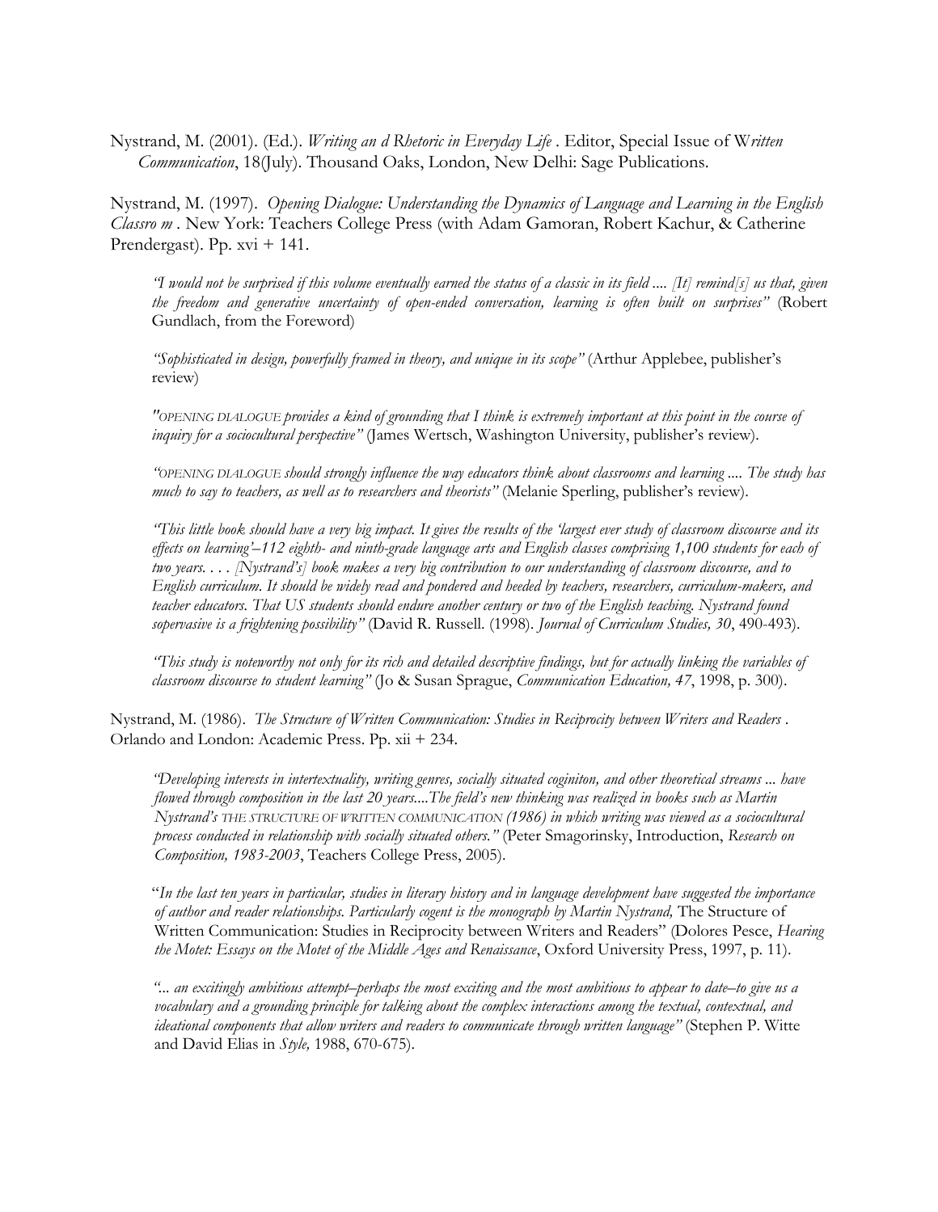Nystrand, M. (2001). (Ed.). *Writing an d Rhetoric in Everyday Life* . Editor, Special Issue of W*ritten Communication*, 18(July). Thousand Oaks, London, New Delhi: Sage Publications.

Nystrand, M. (1997). *Opening Dialogue: Understanding the Dynamics of Language and Learning in the English Classro m* . New York: Teachers College Press (with Adam Gamoran, Robert Kachur, & Catherine Prendergast). Pp. xvi + 141.

> *"I would not be surprised if this volume eventually earned the status of a classic in its field .... [It] remind[s] us that, given the freedom and generative uncertainty of open-ended conversation, learning is often built on surprises"* (Robert Gundlach, from the Foreword)
>
> *"Sophisticated in design, powerfully framed in theory, and unique in its scope"* (Arthur Applebee, publisher's review)
>
> *"OPENING DIALOGUE provides a kind of grounding that I think is extremely important at this point in the course of inquiry for a sociocultural perspective"* (James Wertsch, Washington University, publisher's review).
>
> *"OPENING DIALOGUE should strongly influence the way educators think about classrooms and learning .... The study has much to say to teachers, as well as to researchers and theorists"* (Melanie Sperling, publisher's review).
>
> *"This little book should have a very big impact. It gives the results of the 'largest ever study of classroom discourse and its effects on learning'–112 eighth- and ninth-grade language arts and English classes comprising 1,100 students for each of two years. . . . [Nystrand's] book makes a very big contribution to our understanding of classroom discourse, and to English curriculum. It should be widely read and pondered and heeded by teachers, researchers, curriculum-makers, and teacher educators. That US students should endure another century or two of the English teaching. Nystrand found sopervasive is a frightening possibility"* (David R. Russell. (1998). *Journal of Curriculum Studies, 30*, 490-493).
>
> *"This study is noteworthy not only for its rich and detailed descriptive findings, but for actually linking the variables of classroom discourse to student learning"* (Jo & Susan Sprague, *Communication Education, 47*, 1998, p. 300).

Nystrand, M. (1986). *The Structure of Written Communication: Studies in Reciprocity between Writers and Readers* . Orlando and London: Academic Press. Pp. xii + 234.

> *"Developing interests in intertextuality, writing genres, socially situated coginiton, and other theoretical streams ... have flowed through composition in the last 20 years....The field's new thinking was realized in books such as Martin Nystrand's THE STRUCTURE OF WRITTEN COMMUNICATION (1986) in which writing was viewed as a sociocultural process conducted in relationship with socially situated others."* (Peter Smagorinsky, Introduction, *Research on Composition, 1983-2003*, Teachers College Press, 2005).
>
> "*In the last ten years in particular, studies in literary history and in language development have suggested the importance of author and reader relationships. Particularly cogent is the monograph by Martin Nystrand,* The Structure of Written Communication: Studies in Reciprocity between Writers and Readers" (Dolores Pesce, *Hearing the Motet: Essays on the Motet of the Middle Ages and Renaissance*, Oxford University Press, 1997, p. 11).
>
> *"... an excitingly ambitious attempt–perhaps the most exciting and the most ambitious to appear to date–to give us a vocabulary and a grounding principle for talking about the complex interactions among the textual, contextual, and ideational components that allow writers and readers to communicate through written language"* (Stephen P. Witte and David Elias in *Style,* 1988, 670-675).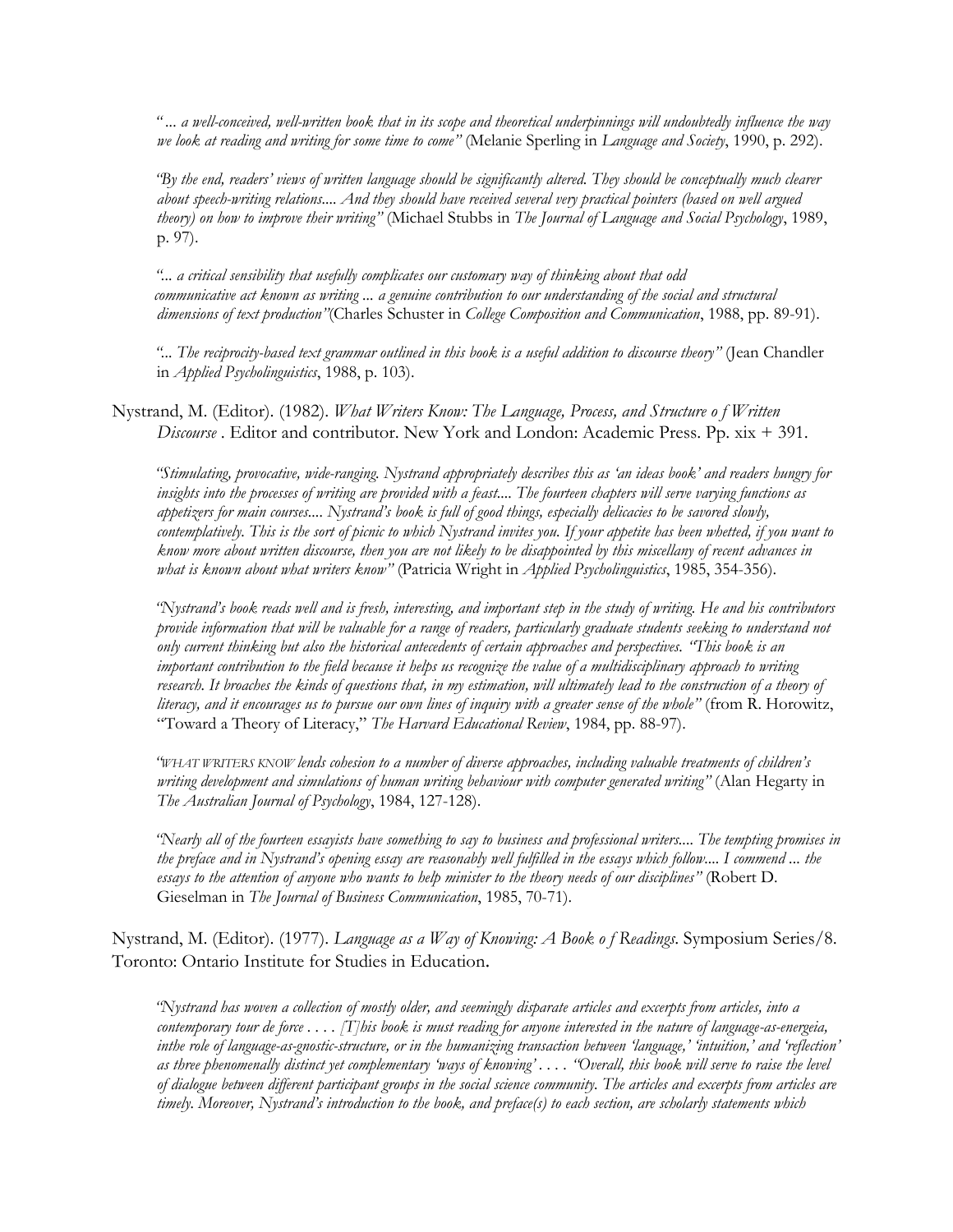*"... a well-conceived, well-written book that in its scope and theoretical underpinnings will undoubtedly influence the way we look at reading and writing for some time to come"* (Melanie Sperling in *Language and Society*, 1990, p. 292).

*"By the end, readers' views of written language should be significantly altered. They should be conceptually much clearer about speech-writing relations.... And they should have received several very practical pointers (based on well argued theory) on how to improve their writing"* (Michael Stubbs in *The Journal of Language and Social Psychology*, 1989, p. 97).

*"... a critical sensibility that usefully complicates our customary way of thinking about that odd communicative act known as writing ... a genuine contribution to our understanding of the social and structural dimensions of text production"*(Charles Schuster in *College Composition and Communication*, 1988, pp. 89-91).

*"... The reciprocity-based text grammar outlined in this book is a useful addition to discourse theory"* (Jean Chandler in *Applied Psycholinguistics*, 1988, p. 103).

Nystrand, M. (Editor). (1982). *What Writers Know: The Language, Process, and Structure o f Written Discourse* . Editor and contributor. New York and London: Academic Press. Pp. xix + 391.

*"Stimulating, provocative, wide-ranging. Nystrand appropriately describes this as 'an ideas book' and readers hungry for insights into the processes of writing are provided with a feast.... The fourteen chapters will serve varying functions as appetizers for main courses.... Nystrand's book is full of good things, especially delicacies to be savored slowly, contemplatively. This is the sort of picnic to which Nystrand invites you. If your appetite has been whetted, if you want to know more about written discourse, then you are not likely to be disappointed by this miscellany of recent advances in what is known about what writers know"* (Patricia Wright in *Applied Psycholinguistics*, 1985, 354-356).

*"Nystrand's book reads well and is fresh, interesting, and important step in the study of writing. He and his contributors provide information that will be valuable for a range of readers, particularly graduate students seeking to understand not only current thinking but also the historical antecedents of certain approaches and perspectives. "This book is an important contribution to the field because it helps us recognize the value of a multidisciplinary approach to writing research. It broaches the kinds of questions that, in my estimation, will ultimately lead to the construction of a theory of literacy, and it encourages us to pursue our own lines of inquiry with a greater sense of the whole"* (from R. Horowitz, "Toward a Theory of Literacy," *The Harvard Educational Review*, 1984, pp. 88-97).

*"WHAT WRITERS KNOW lends cohesion to a number of diverse approaches, including valuable treatments of children's writing development and simulations of human writing behaviour with computer generated writing"* (Alan Hegarty in *The Australian Journal of Psychology*, 1984, 127-128).

*"Nearly all of the fourteen essayists have something to say to business and professional writers.... The tempting promises in the preface and in Nystrand's opening essay are reasonably well fulfilled in the essays which follow.... I commend ... the essays to the attention of anyone who wants to help minister to the theory needs of our disciplines"* (Robert D. Gieselman in *The Journal of Business Communication*, 1985, 70-71).

Nystrand, M. (Editor). (1977). *Language as a Way of Knowing: A Book o f Readings*. Symposium Series/8. Toronto: Ontario Institute for Studies in Education.

*"Nystrand has woven a collection of mostly older, and seemingly disparate articles and excerpts from articles, into a contemporary tour de force . . . . [T]his book is must reading for anyone interested in the nature of language-as-energeia, inthe role of language-as-gnostic-structure, or in the humanizing transaction between 'language,' 'intuition,' and 'reflection' as three phenomenally distinct yet complementary 'ways of knowing' . . . . "Overall, this book will serve to raise the level of dialogue between different participant groups in the social science community. The articles and excerpts from articles are timely. Moreover, Nystrand's introduction to the book, and preface(s) to each section, are scholarly statements which*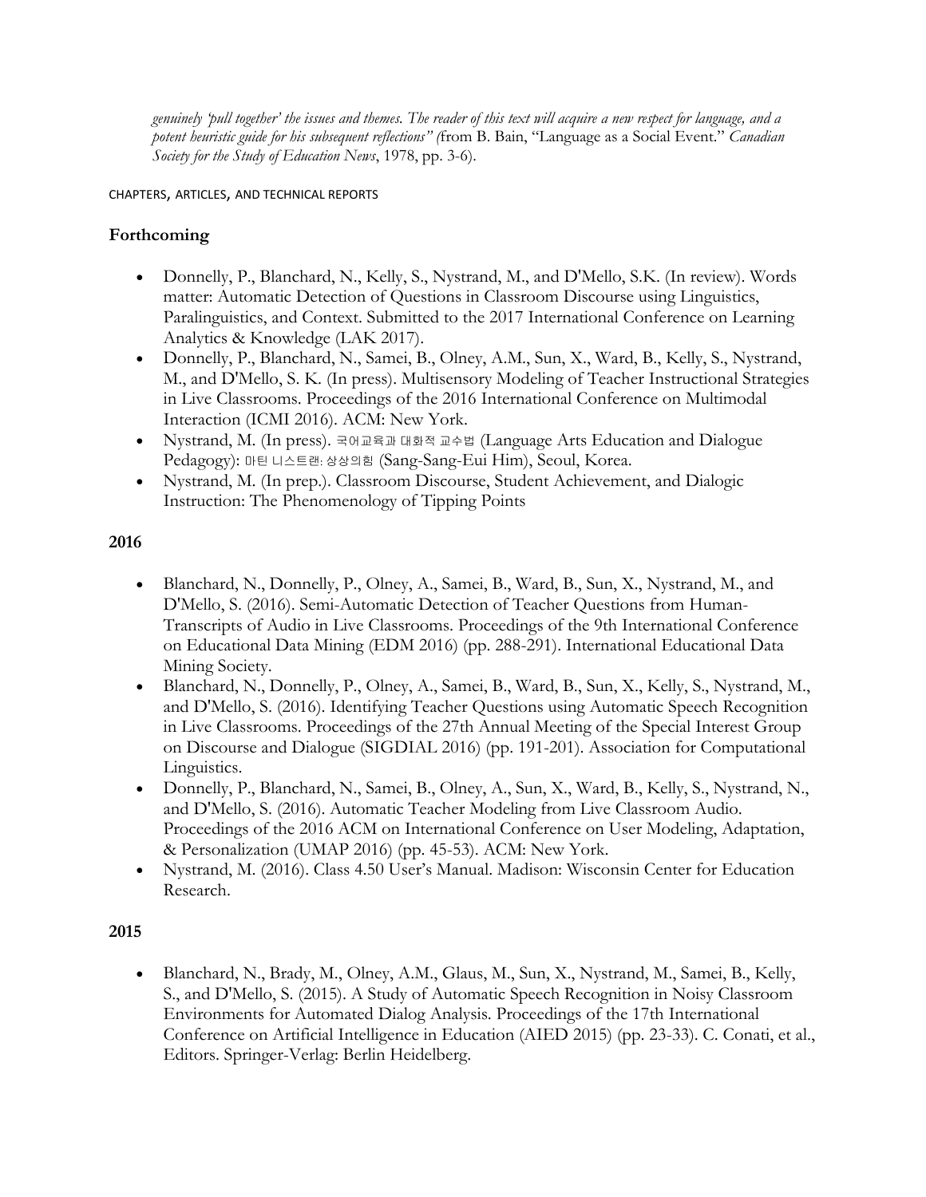*genuinely 'pull together' the issues and themes. The reader of this text will acquire a new respect for language, and a potent heuristic guide for his subsequent reflections" (*from B. Bain, "Language as a Social Event." *Canadian Society for the Study of Education News*, 1978, pp. 3-6).

CHAPTERS, ARTICLES, AND TECHNICAL REPORTS

## Forthcoming

- Donnelly, P., Blanchard, N., Kelly, S., Nystrand, M., and D'Mello, S.K. (In review). Words matter: Automatic Detection of Questions in Classroom Discourse using Linguistics, Paralinguistics, and Context. Submitted to the 2017 International Conference on Learning Analytics & Knowledge (LAK 2017).
- Donnelly, P., Blanchard, N., Samei, B., Olney, A.M., Sun, X., Ward, B., Kelly, S., Nystrand, M., and D'Mello, S. K. (In press). Multisensory Modeling of Teacher Instructional Strategies in Live Classrooms. Proceedings of the 2016 International Conference on Multimodal Interaction (ICMI 2016). ACM: New York.
- Nystrand, M. (In press). 국어교육과 대화적 교수법 (Language Arts Education and Dialogue Pedagogy): 마틴 니스트랜: 상상의힘 (Sang-Sang-Eui Him), Seoul, Korea.
- Nystrand, M. (In prep.). Classroom Discourse, Student Achievement, and Dialogic Instruction: The Phenomenology of Tipping Points

## 2016

- Blanchard, N., Donnelly, P., Olney, A., Samei, B., Ward, B., Sun, X., Nystrand, M., and D'Mello, S. (2016). Semi-Automatic Detection of Teacher Questions from Human-Transcripts of Audio in Live Classrooms. Proceedings of the 9th International Conference on Educational Data Mining (EDM 2016) (pp. 288-291). International Educational Data Mining Society.
- Blanchard, N., Donnelly, P., Olney, A., Samei, B., Ward, B., Sun, X., Kelly, S., Nystrand, M., and D'Mello, S. (2016). Identifying Teacher Questions using Automatic Speech Recognition in Live Classrooms. Proceedings of the 27th Annual Meeting of the Special Interest Group on Discourse and Dialogue (SIGDIAL 2016) (pp. 191-201). Association for Computational Linguistics.
- Donnelly, P., Blanchard, N., Samei, B., Olney, A., Sun, X., Ward, B., Kelly, S., Nystrand, N., and D'Mello, S. (2016). Automatic Teacher Modeling from Live Classroom Audio. Proceedings of the 2016 ACM on International Conference on User Modeling, Adaptation, & Personalization (UMAP 2016) (pp. 45-53). ACM: New York.
- Nystrand, M. (2016). Class 4.50 User's Manual. Madison: Wisconsin Center for Education Research.

## 2015

- Blanchard, N., Brady, M., Olney, A.M., Glaus, M., Sun, X., Nystrand, M., Samei, B., Kelly, S., and D'Mello, S. (2015). A Study of Automatic Speech Recognition in Noisy Classroom Environments for Automated Dialog Analysis. Proceedings of the 17th International Conference on Artificial Intelligence in Education (AIED 2015) (pp. 23-33). C. Conati, et al., Editors. Springer-Verlag: Berlin Heidelberg.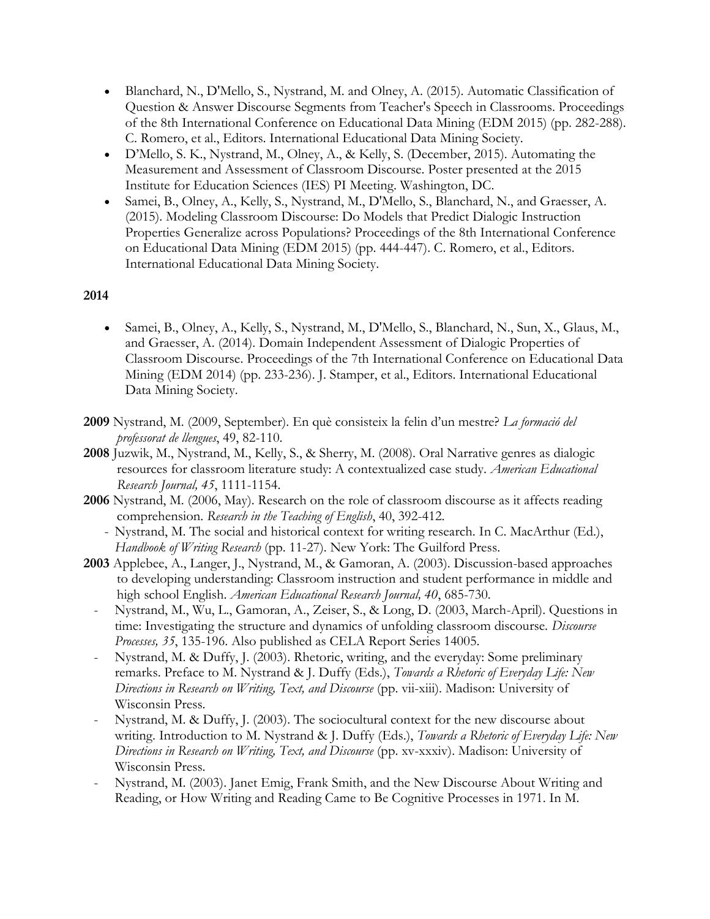- Blanchard, N., D'Mello, S., Nystrand, M. and Olney, A. (2015). Automatic Classification of Question & Answer Discourse Segments from Teacher's Speech in Classrooms. Proceedings of the 8th International Conference on Educational Data Mining (EDM 2015) (pp. 282-288). C. Romero, et al., Editors. International Educational Data Mining Society.
- D'Mello, S. K., Nystrand, M., Olney, A., & Kelly, S. (December, 2015). Automating the Measurement and Assessment of Classroom Discourse. Poster presented at the 2015 Institute for Education Sciences (IES) PI Meeting. Washington, DC.
- Samei, B., Olney, A., Kelly, S., Nystrand, M., D'Mello, S., Blanchard, N., and Graesser, A. (2015). Modeling Classroom Discourse: Do Models that Predict Dialogic Instruction Properties Generalize across Populations? Proceedings of the 8th International Conference on Educational Data Mining (EDM 2015) (pp. 444-447). C. Romero, et al., Editors. International Educational Data Mining Society.

**2014**

- Samei, B., Olney, A., Kelly, S., Nystrand, M., D'Mello, S., Blanchard, N., Sun, X., Glaus, M., and Graesser, A. (2014). Domain Independent Assessment of Dialogic Properties of Classroom Discourse. Proceedings of the 7th International Conference on Educational Data Mining (EDM 2014) (pp. 233-236). J. Stamper, et al., Editors. International Educational Data Mining Society.

**2009** Nystrand, M. (2009, September). En què consisteix la felin d'un mestre? *La formació del professorat de llengues*, 49, 82-110.

**2008** Juzwik, M., Nystrand, M., Kelly, S., & Sherry, M. (2008). Oral Narrative genres as dialogic resources for classroom literature study: A contextualized case study. *American Educational Research Journal, 45*, 1111-1154.

**2006** Nystrand, M. (2006, May). Research on the role of classroom discourse as it affects reading comprehension. *Research in the Teaching of English*, 40, 392-412.

- Nystrand, M. The social and historical context for writing research. In C. MacArthur (Ed.), *Handbook of Writing Research* (pp. 11-27). New York: The Guilford Press.

**2003** Applebee, A., Langer, J., Nystrand, M., & Gamoran, A. (2003). Discussion-based approaches to developing understanding: Classroom instruction and student performance in middle and high school English. *American Educational Research Journal, 40*, 685-730.

- Nystrand, M., Wu, L., Gamoran, A., Zeiser, S., & Long, D. (2003, March-April). Questions in time: Investigating the structure and dynamics of unfolding classroom discourse. *Discourse Processes, 35*, 135-196. Also published as CELA Report Series 14005.
- Nystrand, M. & Duffy, J. (2003). Rhetoric, writing, and the everyday: Some preliminary remarks. Preface to M. Nystrand & J. Duffy (Eds.), *Towards a Rhetoric of Everyday Life: New Directions in Research on Writing, Text, and Discourse* (pp. vii-xiii). Madison: University of Wisconsin Press.
- Nystrand, M. & Duffy, J. (2003). The sociocultural context for the new discourse about writing. Introduction to M. Nystrand & J. Duffy (Eds.), *Towards a Rhetoric of Everyday Life: New Directions in Research on Writing, Text, and Discourse* (pp. xv-xxxiv). Madison: University of Wisconsin Press.
- Nystrand, M. (2003). Janet Emig, Frank Smith, and the New Discourse About Writing and Reading, or How Writing and Reading Came to Be Cognitive Processes in 1971. In M.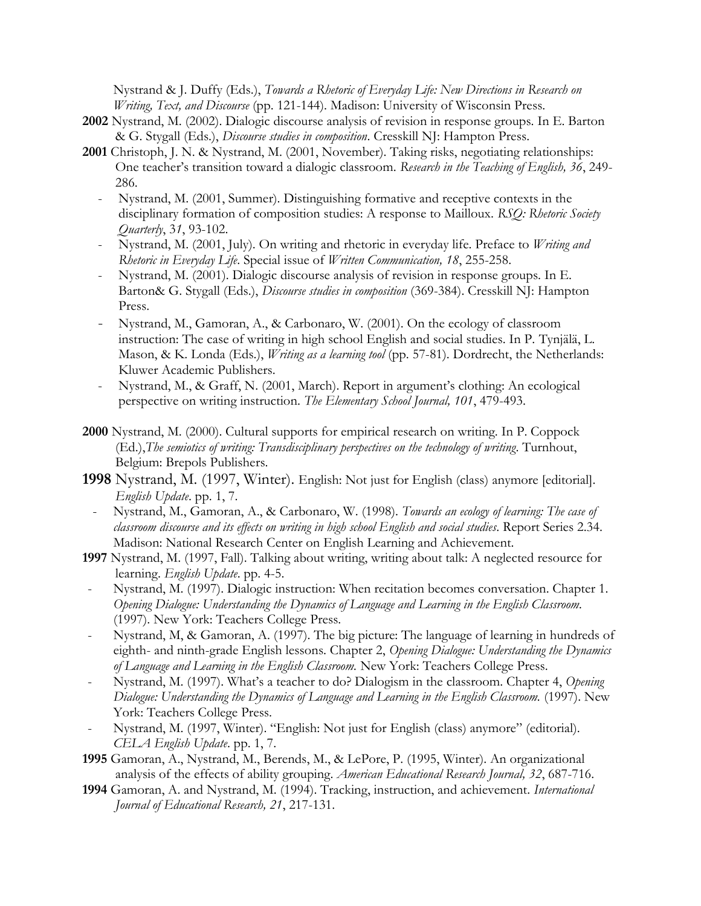Nystrand & J. Duffy (Eds.), *Towards a Rhetoric of Everyday Life: New Directions in Research on Writing, Text, and Discourse* (pp. 121-144). Madison: University of Wisconsin Press.

**2002** Nystrand, M. (2002). Dialogic discourse analysis of revision in response groups. In E. Barton & G. Stygall (Eds.), *Discourse studies in composition*. Cresskill NJ: Hampton Press.

**2001** Christoph, J. N. & Nystrand, M. (2001, November). Taking risks, negotiating relationships: One teacher's transition toward a dialogic classroom. *Research in the Teaching of English, 36*, 249-286.

- Nystrand, M. (2001, Summer). Distinguishing formative and receptive contexts in the disciplinary formation of composition studies: A response to Mailloux. *RSQ: Rhetoric Society Quarterly*, *31*, 93-102.
- Nystrand, M. (2001, July). On writing and rhetoric in everyday life. Preface to *Writing and Rhetoric in Everyday Life*. Special issue of *Written Communication, 18*, 255-258.
- Nystrand, M. (2001). Dialogic discourse analysis of revision in response groups. In E. Barton& G. Stygall (Eds.), *Discourse studies in composition* (369-384). Cresskill NJ: Hampton Press.
- Nystrand, M., Gamoran, A., & Carbonaro, W. (2001). On the ecology of classroom instruction: The case of writing in high school English and social studies. In P. Tynjälä, L. Mason, & K. Londa (Eds.), *Writing as a learning tool* (pp. 57-81). Dordrecht, the Netherlands: Kluwer Academic Publishers.
- Nystrand, M., & Graff, N. (2001, March). Report in argument's clothing: An ecological perspective on writing instruction. *The Elementary School Journal, 101*, 479-493.

**2000** Nystrand, M. (2000). Cultural supports for empirical research on writing. In P. Coppock (Ed.),*The semiotics of writing: Transdisciplinary perspectives on the technology of writing*. Turnhout, Belgium: Brepols Publishers.

**1998** Nystrand, M. (1997, Winter). English: Not just for English (class) anymore [editorial]. *English Update*. pp. 1, 7.

- Nystrand, M., Gamoran, A., & Carbonaro, W. (1998). *Towards an ecology of learning: The case of classroom discourse and its effects on writing in high school English and social studies*. Report Series 2.34. Madison: National Research Center on English Learning and Achievement.

**1997** Nystrand, M. (1997, Fall). Talking about writing, writing about talk: A neglected resource for learning. *English Update*. pp. 4-5.

- Nystrand, M. (1997). Dialogic instruction: When recitation becomes conversation. Chapter 1. *Opening Dialogue: Understanding the Dynamics of Language and Learning in the English Classroom*. (1997). New York: Teachers College Press.
- Nystrand, M, & Gamoran, A. (1997). The big picture: The language of learning in hundreds of eighth- and ninth-grade English lessons. Chapter 2, *Opening Dialogue: Understanding the Dynamics of Language and Learning in the English Classroom.* New York: Teachers College Press.
- Nystrand, M. (1997). What's a teacher to do? Dialogism in the classroom. Chapter 4, *Opening Dialogue: Understanding the Dynamics of Language and Learning in the English Classroom.* (1997). New York: Teachers College Press.
- Nystrand, M. (1997, Winter). "English: Not just for English (class) anymore" (editorial). *CELA English Update*. pp. 1, 7.

**1995** Gamoran, A., Nystrand, M., Berends, M., & LePore, P. (1995, Winter). An organizational analysis of the effects of ability grouping. *American Educational Research Journal, 32*, 687-716.

**1994** Gamoran, A. and Nystrand, M. (1994). Tracking, instruction, and achievement. *International Journal of Educational Research, 21*, 217-131.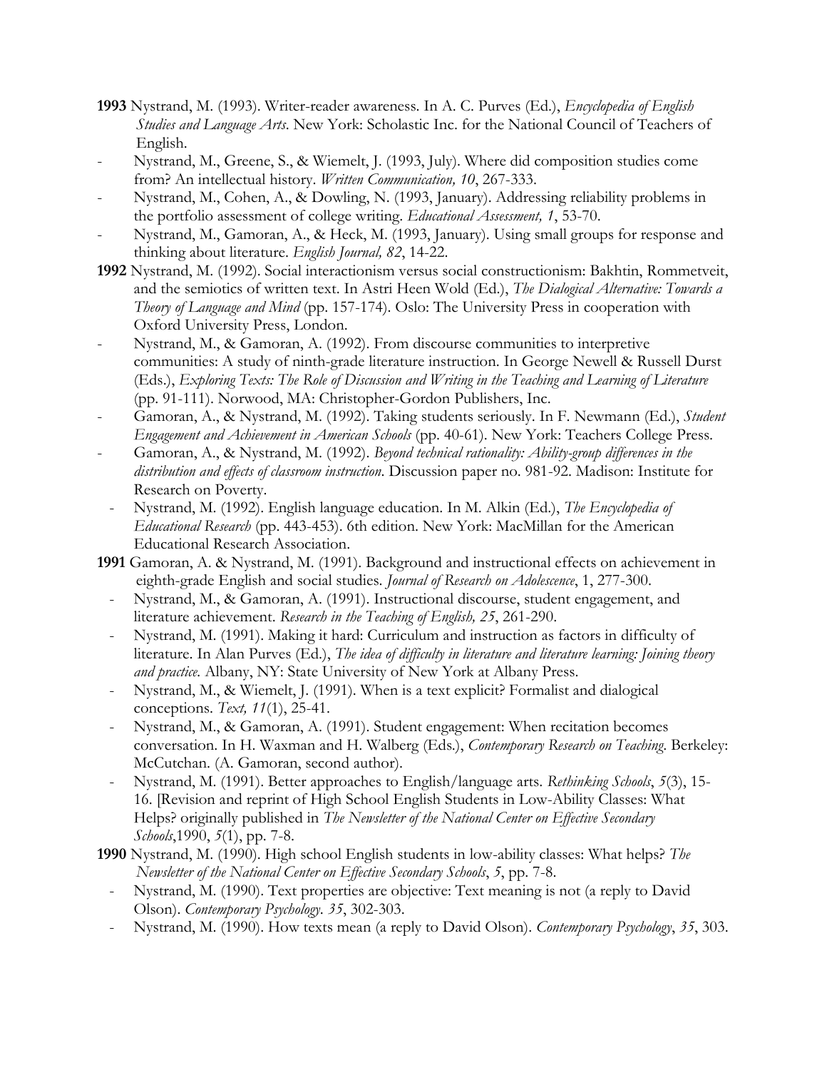**1993** Nystrand, M. (1993). Writer-reader awareness. In A. C. Purves (Ed.), *Encyclopedia of English Studies and Language Arts*. New York: Scholastic Inc. for the National Council of Teachers of English.

- Nystrand, M., Greene, S., & Wiemelt, J. (1993, July). Where did composition studies come from? An intellectual history. *Written Communication, 10*, 267-333.
- Nystrand, M., Cohen, A., & Dowling, N. (1993, January). Addressing reliability problems in the portfolio assessment of college writing. *Educational Assessment, 1*, 53-70.
- Nystrand, M., Gamoran, A., & Heck, M. (1993, January). Using small groups for response and thinking about literature. *English Journal, 82*, 14-22.

**1992** Nystrand, M. (1992). Social interactionism versus social constructionism: Bakhtin, Rommetveit, and the semiotics of written text. In Astri Heen Wold (Ed.), *The Dialogical Alternative: Towards a Theory of Language and Mind* (pp. 157-174). Oslo: The University Press in cooperation with Oxford University Press, London.

- Nystrand, M., & Gamoran, A. (1992). From discourse communities to interpretive communities: A study of ninth-grade literature instruction. In George Newell & Russell Durst (Eds.), *Exploring Texts: The Role of Discussion and Writing in the Teaching and Learning of Literature* (pp. 91-111). Norwood, MA: Christopher-Gordon Publishers, Inc.
- Gamoran, A., & Nystrand, M. (1992). Taking students seriously. In F. Newmann (Ed.), *Student Engagement and Achievement in American Schools* (pp. 40-61). New York: Teachers College Press.
- Gamoran, A., & Nystrand, M. (1992). *Beyond technical rationality: Ability-group differences in the distribution and effects of classroom instruction*. Discussion paper no. 981-92. Madison: Institute for Research on Poverty.
- Nystrand, M. (1992). English language education. In M. Alkin (Ed.), *The Encyclopedia of Educational Research* (pp. 443-453). 6th edition. New York: MacMillan for the American Educational Research Association.

**1991** Gamoran, A. & Nystrand, M. (1991). Background and instructional effects on achievement in eighth-grade English and social studies. *Journal of Research on Adolescence*, 1, 277-300.

- Nystrand, M., & Gamoran, A. (1991). Instructional discourse, student engagement, and literature achievement. *Research in the Teaching of English, 25*, 261-290.
- Nystrand, M. (1991). Making it hard: Curriculum and instruction as factors in difficulty of literature. In Alan Purves (Ed.), *The idea of difficulty in literature and literature learning: Joining theory and practice.* Albany, NY: State University of New York at Albany Press.
- Nystrand, M., & Wiemelt, J. (1991). When is a text explicit? Formalist and dialogical conceptions. *Text, 11*(1), 25-41.
- Nystrand, M., & Gamoran, A. (1991). Student engagement: When recitation becomes conversation. In H. Waxman and H. Walberg (Eds.), *Contemporary Research on Teaching*. Berkeley: McCutchan. (A. Gamoran, second author).
- Nystrand, M. (1991). Better approaches to English/language arts. *Rethinking Schools*, *5*(3), 15-16. [Revision and reprint of High School English Students in Low-Ability Classes: What Helps? originally published in *The Newsletter of the National Center on Effective Secondary Schools*,1990, *5*(1), pp. 7-8.

**1990** Nystrand, M. (1990). High school English students in low-ability classes: What helps? *The Newsletter of the National Center on Effective Secondary Schools*, *5*, pp. 7-8.

- Nystrand, M. (1990). Text properties are objective: Text meaning is not (a reply to David Olson). *Contemporary Psychology*. *35*, 302-303.
- Nystrand, M. (1990). How texts mean (a reply to David Olson). *Contemporary Psychology*, *35*, 303.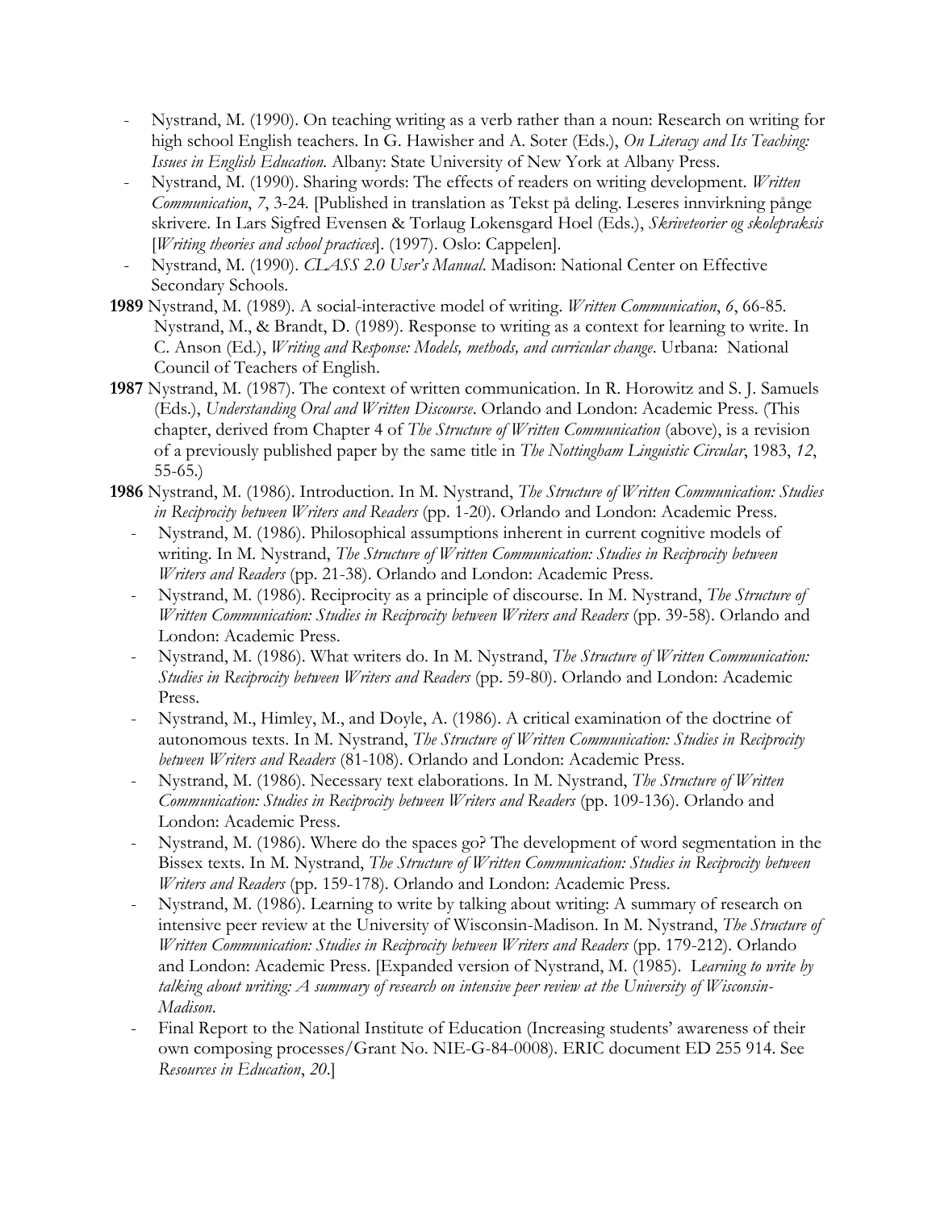- Nystrand, M. (1990). On teaching writing as a verb rather than a noun: Research on writing for high school English teachers. In G. Hawisher and A. Soter (Eds.), *On Literacy and Its Teaching: Issues in English Education*. Albany: State University of New York at Albany Press.
- Nystrand, M. (1990). Sharing words: The effects of readers on writing development. *Written Communication*, *7*, 3-24. [Published in translation as Tekst på deling. Leseres innvirkning pånge skrivere. In Lars Sigfred Evensen & Torlaug Lokensgard Hoel (Eds.), *Skriveteorier og skolepraksis* [*Writing theories and school practices*]. (1997). Oslo: Cappelen].
- Nystrand, M. (1990). *CLASS 2.0 User's Manual*. Madison: National Center on Effective Secondary Schools.

**1989** Nystrand, M. (1989). A social-interactive model of writing. *Written Communication*, *6*, 66-85.
Nystrand, M., & Brandt, D. (1989). Response to writing as a context for learning to write. In C. Anson (Ed.), *Writing and Response: Models, methods, and curricular change*. Urbana: National Council of Teachers of English.

**1987** Nystrand, M. (1987). The context of written communication. In R. Horowitz and S. J. Samuels (Eds.), *Understanding Oral and Written Discourse*. Orlando and London: Academic Press. (This chapter, derived from Chapter 4 of *The Structure of Written Communication* (above), is a revision of a previously published paper by the same title in *The Nottingham Linguistic Circular*, 1983, *12*, 55-65.)

**1986** Nystrand, M. (1986). Introduction. In M. Nystrand, *The Structure of Written Communication: Studies in Reciprocity between Writers and Readers* (pp. 1-20). Orlando and London: Academic Press.

- Nystrand, M. (1986). Philosophical assumptions inherent in current cognitive models of writing. In M. Nystrand, *The Structure of Written Communication: Studies in Reciprocity between Writers and Readers* (pp. 21-38). Orlando and London: Academic Press.
- Nystrand, M. (1986). Reciprocity as a principle of discourse. In M. Nystrand, *The Structure of Written Communication: Studies in Reciprocity between Writers and Readers* (pp. 39-58). Orlando and London: Academic Press.
- Nystrand, M. (1986). What writers do. In M. Nystrand, *The Structure of Written Communication: Studies in Reciprocity between Writers and Readers* (pp. 59-80). Orlando and London: Academic Press.
- Nystrand, M., Himley, M., and Doyle, A. (1986). A critical examination of the doctrine of autonomous texts. In M. Nystrand, *The Structure of Written Communication: Studies in Reciprocity between Writers and Readers* (81-108). Orlando and London: Academic Press.
- Nystrand, M. (1986). Necessary text elaborations. In M. Nystrand, *The Structure of Written Communication: Studies in Reciprocity between Writers and Readers* (pp. 109-136). Orlando and London: Academic Press.
- Nystrand, M. (1986). Where do the spaces go? The development of word segmentation in the Bissex texts. In M. Nystrand, *The Structure of Written Communication: Studies in Reciprocity between Writers and Readers* (pp. 159-178). Orlando and London: Academic Press.
- Nystrand, M. (1986). Learning to write by talking about writing: A summary of research on intensive peer review at the University of Wisconsin-Madison. In M. Nystrand, *The Structure of Written Communication: Studies in Reciprocity between Writers and Readers* (pp. 179-212). Orlando and London: Academic Press. [Expanded version of Nystrand, M. (1985). L*earning to write by talking about writing: A summary of research on intensive peer review at the University of Wisconsin-Madison*.
- Final Report to the National Institute of Education (Increasing students' awareness of their own composing processes/Grant No. NIE-G-84-0008). ERIC document ED 255 914. See *Resources in Education*, *20*.]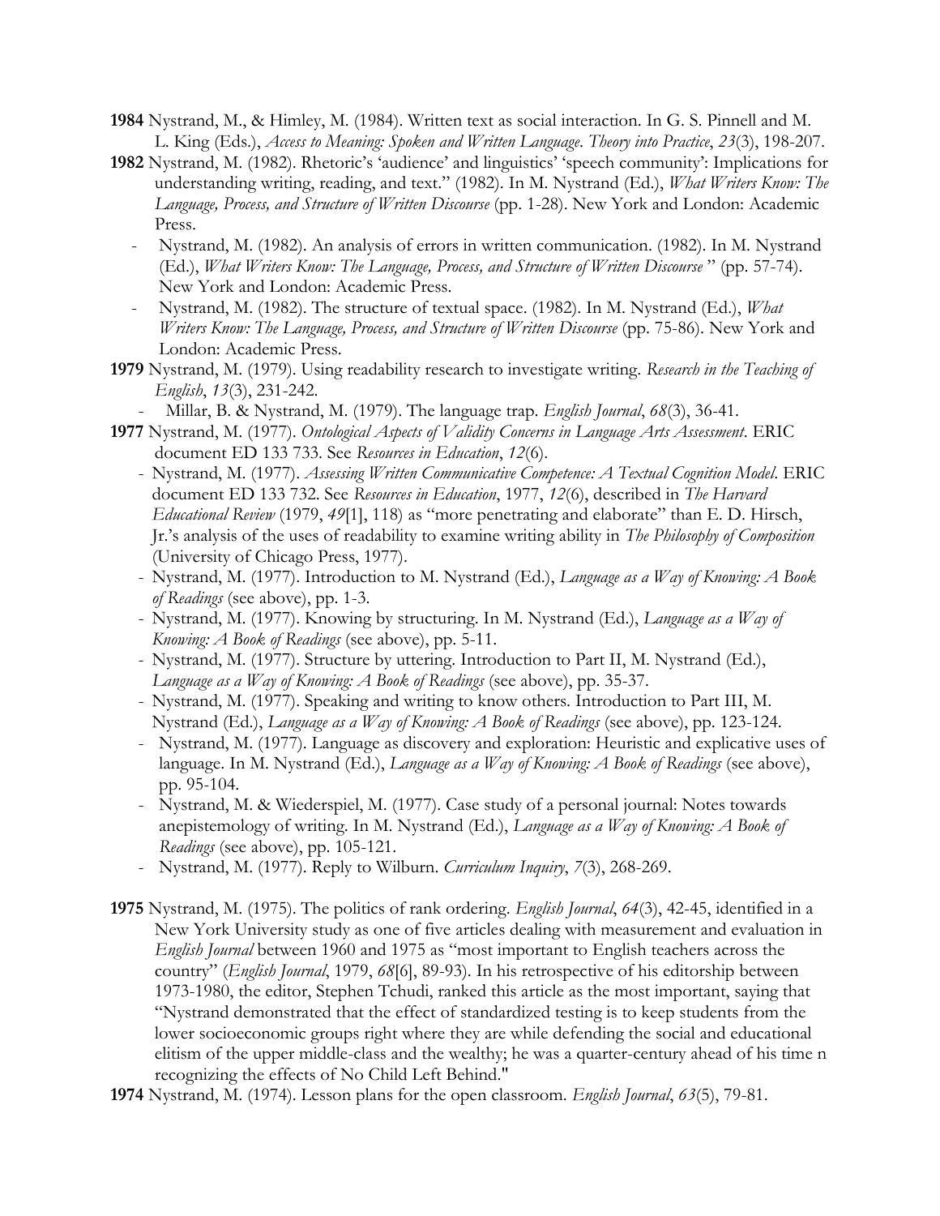**1984** Nystrand, M., & Himley, M. (1984). Written text as social interaction. In G. S. Pinnell and M. L. King (Eds.), *Access to Meaning: Spoken and Written Language*. *Theory into Practice*, *23*(3), 198-207.

**1982** Nystrand, M. (1982). Rhetoric's 'audience' and linguistics' 'speech community': Implications for understanding writing, reading, and text." (1982). In M. Nystrand (Ed.), *What Writers Know: The Language, Process, and Structure of Written Discourse* (pp. 1-28). New York and London: Academic Press.

- Nystrand, M. (1982). An analysis of errors in written communication. (1982). In M. Nystrand (Ed.), *What Writers Know: The Language, Process, and Structure of Written Discourse* " (pp. 57-74). New York and London: Academic Press.
- Nystrand, M. (1982). The structure of textual space. (1982). In M. Nystrand (Ed.), *What Writers Know: The Language, Process, and Structure of Written Discourse* (pp. 75-86). New York and London: Academic Press.

**1979** Nystrand, M. (1979). Using readability research to investigate writing. *Research in the Teaching of English*, *13*(3), 231-242.

- Millar, B. & Nystrand, M. (1979). The language trap. *English Journal*, *68*(3), 36-41.

**1977** Nystrand, M. (1977). *Ontological Aspects of Validity Concerns in Language Arts Assessment*. ERIC document ED 133 733. See *Resources in Education*, *12*(6).

- Nystrand, M. (1977). *Assessing Written Communicative Competence: A Textual Cognition Model*. ERIC document ED 133 732. See *Resources in Education*, 1977, *12*(6), described in *The Harvard Educational Review* (1979, *49*[1], 118) as "more penetrating and elaborate" than E. D. Hirsch, Jr.'s analysis of the uses of readability to examine writing ability in *The Philosophy of Composition* (University of Chicago Press, 1977).
- Nystrand, M. (1977). Introduction to M. Nystrand (Ed.), *Language as a Way of Knowing: A Book of Readings* (see above), pp. 1-3.
- Nystrand, M. (1977). Knowing by structuring. In M. Nystrand (Ed.), *Language as a Way of Knowing: A Book of Readings* (see above), pp. 5-11.
- Nystrand, M. (1977). Structure by uttering. Introduction to Part II, M. Nystrand (Ed.), *Language as a Way of Knowing: A Book of Readings* (see above), pp. 35-37.
- Nystrand, M. (1977). Speaking and writing to know others. Introduction to Part III, M. Nystrand (Ed.), *Language as a Way of Knowing: A Book of Readings* (see above), pp. 123-124.
- Nystrand, M. (1977). Language as discovery and exploration: Heuristic and explicative uses of language. In M. Nystrand (Ed.), *Language as a Way of Knowing: A Book of Readings* (see above), pp. 95-104.
- Nystrand, M. & Wiederspiel, M. (1977). Case study of a personal journal: Notes towards anepistemology of writing. In M. Nystrand (Ed.), *Language as a Way of Knowing: A Book of Readings* (see above), pp. 105-121.
- Nystrand, M. (1977). Reply to Wilburn. *Curriculum Inquiry*, *7*(3), 268-269.

**1975** Nystrand, M. (1975). The politics of rank ordering. *English Journal*, *64*(3), 42-45, identified in a New York University study as one of five articles dealing with measurement and evaluation in *English Journal* between 1960 and 1975 as "most important to English teachers across the country" (*English Journal*, 1979, *68*[6], 89-93). In his retrospective of his editorship between 1973-1980, the editor, Stephen Tchudi, ranked this article as the most important, saying that "Nystrand demonstrated that the effect of standardized testing is to keep students from the lower socioeconomic groups right where they are while defending the social and educational elitism of the upper middle-class and the wealthy; he was a quarter-century ahead of his time n recognizing the effects of No Child Left Behind."

**1974** Nystrand, M. (1974). Lesson plans for the open classroom. *English Journal*, *63*(5), 79-81.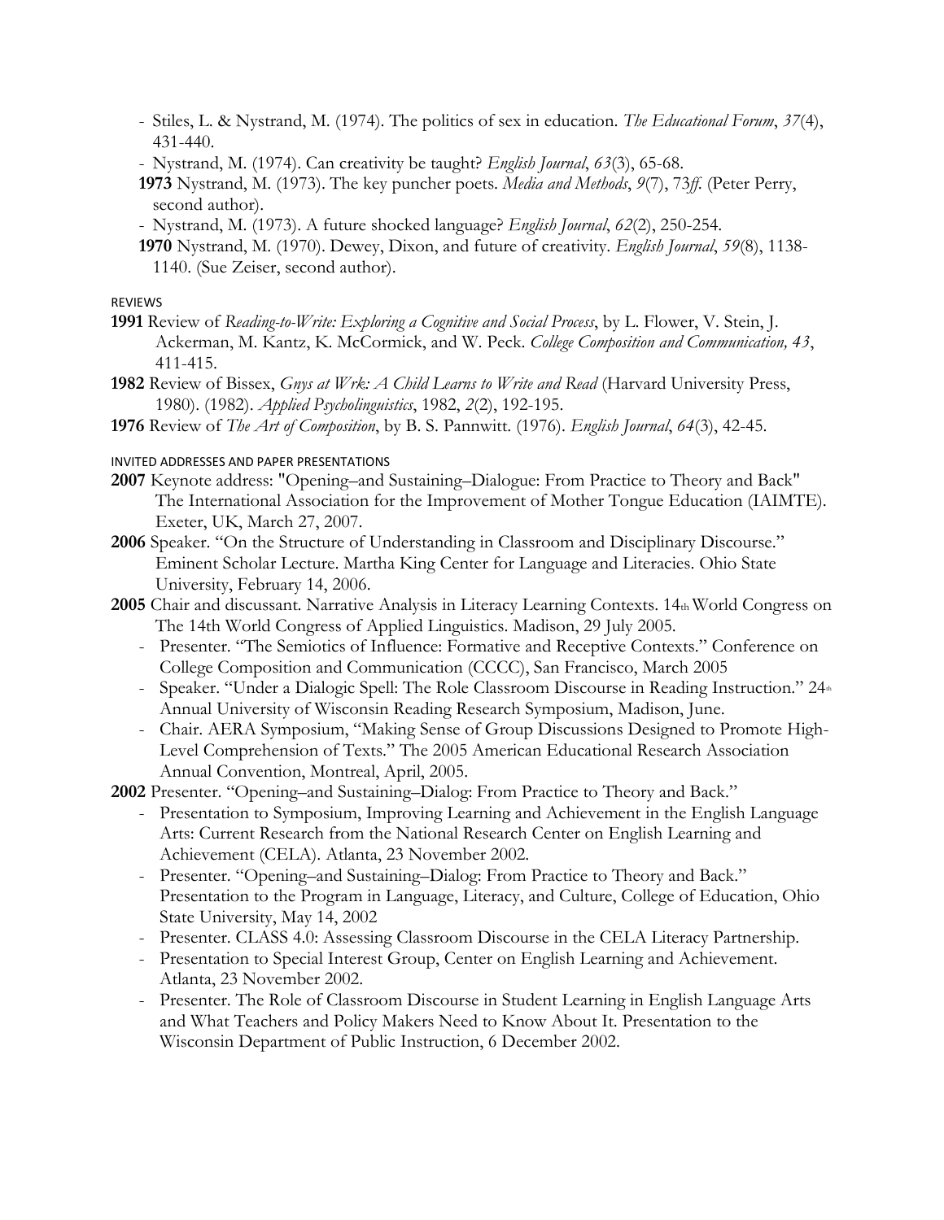- Stiles, L. & Nystrand, M. (1974). The politics of sex in education. *The Educational Forum*, *37*(4), 431-440.
- Nystrand, M. (1974). Can creativity be taught? *English Journal*, *63*(3), 65-68.

**1973** Nystrand, M. (1973). The key puncher poets. *Media and Methods*, *9*(7), 73*ff.* (Peter Perry, second author).

- Nystrand, M. (1973). A future shocked language? *English Journal*, *62*(2), 250-254.

**1970** Nystrand, M. (1970). Dewey, Dixon, and future of creativity. *English Journal*, *59*(8), 1138-1140. (Sue Zeiser, second author).

REVIEWS

**1991** Review of *Reading-to-Write: Exploring a Cognitive and Social Process*, by L. Flower, V. Stein, J. Ackerman, M. Kantz, K. McCormick, and W. Peck. *College Composition and Communication, 43*, 411-415.

**1982** Review of Bissex, *Gnys at Wrk: A Child Learns to Write and Read* (Harvard University Press, 1980). (1982). *Applied Psycholinguistics*, 1982, *2*(2), 192-195.

**1976** Review of *The Art of Composition*, by B. S. Pannwitt. (1976). *English Journal*, *64*(3), 42-45.

INVITED ADDRESSES AND PAPER PRESENTATIONS

**2007** Keynote address: "Opening–and Sustaining–Dialogue: From Practice to Theory and Back" The International Association for the Improvement of Mother Tongue Education (IAIMTE). Exeter, UK, March 27, 2007.

**2006** Speaker. "On the Structure of Understanding in Classroom and Disciplinary Discourse." Eminent Scholar Lecture. Martha King Center for Language and Literacies. Ohio State University, February 14, 2006.

**2005** Chair and discussant. Narrative Analysis in Literacy Learning Contexts. 14th World Congress on The 14th World Congress of Applied Linguistics. Madison, 29 July 2005.

- Presenter. "The Semiotics of Influence: Formative and Receptive Contexts." Conference on College Composition and Communication (CCCC), San Francisco, March 2005
- Speaker. "Under a Dialogic Spell: The Role Classroom Discourse in Reading Instruction." 24th Annual University of Wisconsin Reading Research Symposium, Madison, June.
- Chair. AERA Symposium, "Making Sense of Group Discussions Designed to Promote High-Level Comprehension of Texts." The 2005 American Educational Research Association Annual Convention, Montreal, April, 2005.

**2002** Presenter. "Opening–and Sustaining–Dialog: From Practice to Theory and Back."

- Presentation to Symposium, Improving Learning and Achievement in the English Language Arts: Current Research from the National Research Center on English Learning and Achievement (CELA). Atlanta, 23 November 2002.
- Presenter. "Opening–and Sustaining–Dialog: From Practice to Theory and Back." Presentation to the Program in Language, Literacy, and Culture, College of Education, Ohio State University, May 14, 2002
- Presenter. CLASS 4.0: Assessing Classroom Discourse in the CELA Literacy Partnership.
- Presentation to Special Interest Group, Center on English Learning and Achievement. Atlanta, 23 November 2002.
- Presenter. The Role of Classroom Discourse in Student Learning in English Language Arts and What Teachers and Policy Makers Need to Know About It. Presentation to the Wisconsin Department of Public Instruction, 6 December 2002.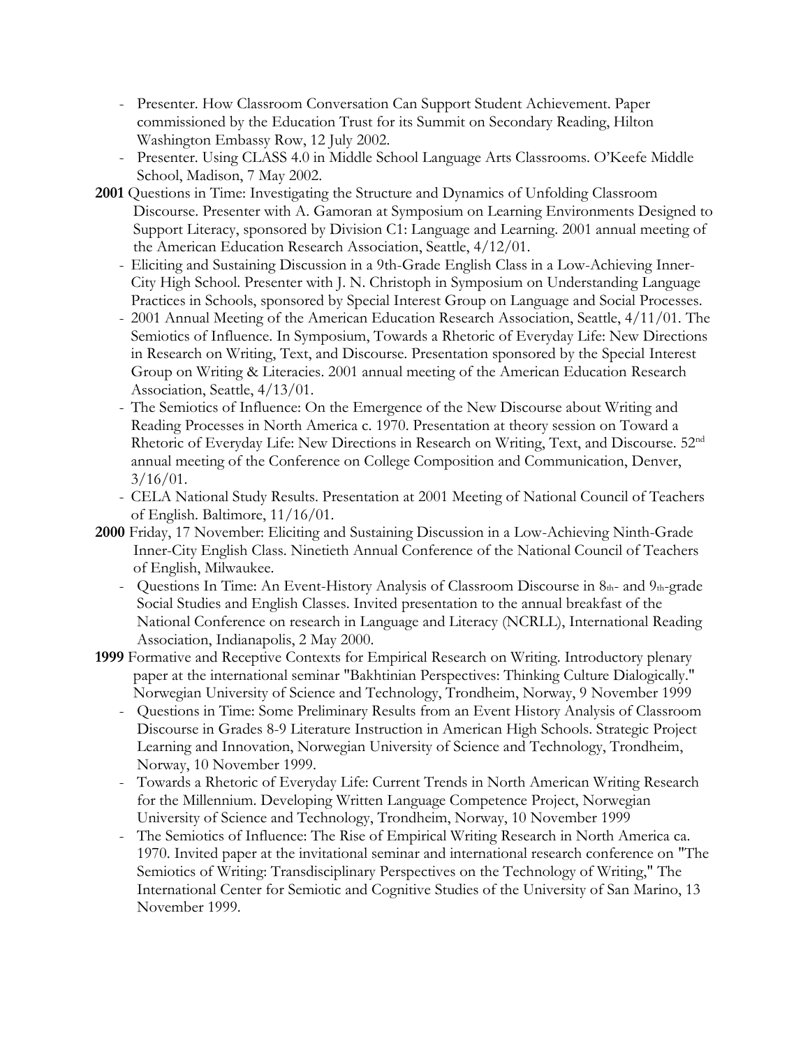- Presenter. How Classroom Conversation Can Support Student Achievement. Paper commissioned by the Education Trust for its Summit on Secondary Reading, Hilton Washington Embassy Row, 12 July 2002.
- Presenter. Using CLASS 4.0 in Middle School Language Arts Classrooms. O'Keefe Middle School, Madison, 7 May 2002.

**2001** Questions in Time: Investigating the Structure and Dynamics of Unfolding Classroom Discourse. Presenter with A. Gamoran at Symposium on Learning Environments Designed to Support Literacy, sponsored by Division C1: Language and Learning. 2001 annual meeting of the American Education Research Association, Seattle, 4/12/01.

- Eliciting and Sustaining Discussion in a 9th-Grade English Class in a Low-Achieving Inner-City High School. Presenter with J. N. Christoph in Symposium on Understanding Language Practices in Schools, sponsored by Special Interest Group on Language and Social Processes.
- 2001 Annual Meeting of the American Education Research Association, Seattle, 4/11/01. The Semiotics of Influence. In Symposium, Towards a Rhetoric of Everyday Life: New Directions in Research on Writing, Text, and Discourse. Presentation sponsored by the Special Interest Group on Writing & Literacies. 2001 annual meeting of the American Education Research Association, Seattle, 4/13/01.
- The Semiotics of Influence: On the Emergence of the New Discourse about Writing and Reading Processes in North America c. 1970. Presentation at theory session on Toward a Rhetoric of Everyday Life: New Directions in Research on Writing, Text, and Discourse. 52nd annual meeting of the Conference on College Composition and Communication, Denver, 3/16/01.
- CELA National Study Results. Presentation at 2001 Meeting of National Council of Teachers of English. Baltimore, 11/16/01.

**2000** Friday, 17 November: Eliciting and Sustaining Discussion in a Low-Achieving Ninth-Grade Inner-City English Class. Ninetieth Annual Conference of the National Council of Teachers of English, Milwaukee.

- Questions In Time: An Event-History Analysis of Classroom Discourse in 8th- and 9th-grade Social Studies and English Classes. Invited presentation to the annual breakfast of the National Conference on research in Language and Literacy (NCRLL), International Reading Association, Indianapolis, 2 May 2000.

**1999** Formative and Receptive Contexts for Empirical Research on Writing. Introductory plenary paper at the international seminar "Bakhtinian Perspectives: Thinking Culture Dialogically." Norwegian University of Science and Technology, Trondheim, Norway, 9 November 1999

- Questions in Time: Some Preliminary Results from an Event History Analysis of Classroom Discourse in Grades 8-9 Literature Instruction in American High Schools. Strategic Project Learning and Innovation, Norwegian University of Science and Technology, Trondheim, Norway, 10 November 1999.
- Towards a Rhetoric of Everyday Life: Current Trends in North American Writing Research for the Millennium. Developing Written Language Competence Project, Norwegian University of Science and Technology, Trondheim, Norway, 10 November 1999
- The Semiotics of Influence: The Rise of Empirical Writing Research in North America ca. 1970. Invited paper at the invitational seminar and international research conference on "The Semiotics of Writing: Transdisciplinary Perspectives on the Technology of Writing," The International Center for Semiotic and Cognitive Studies of the University of San Marino, 13 November 1999.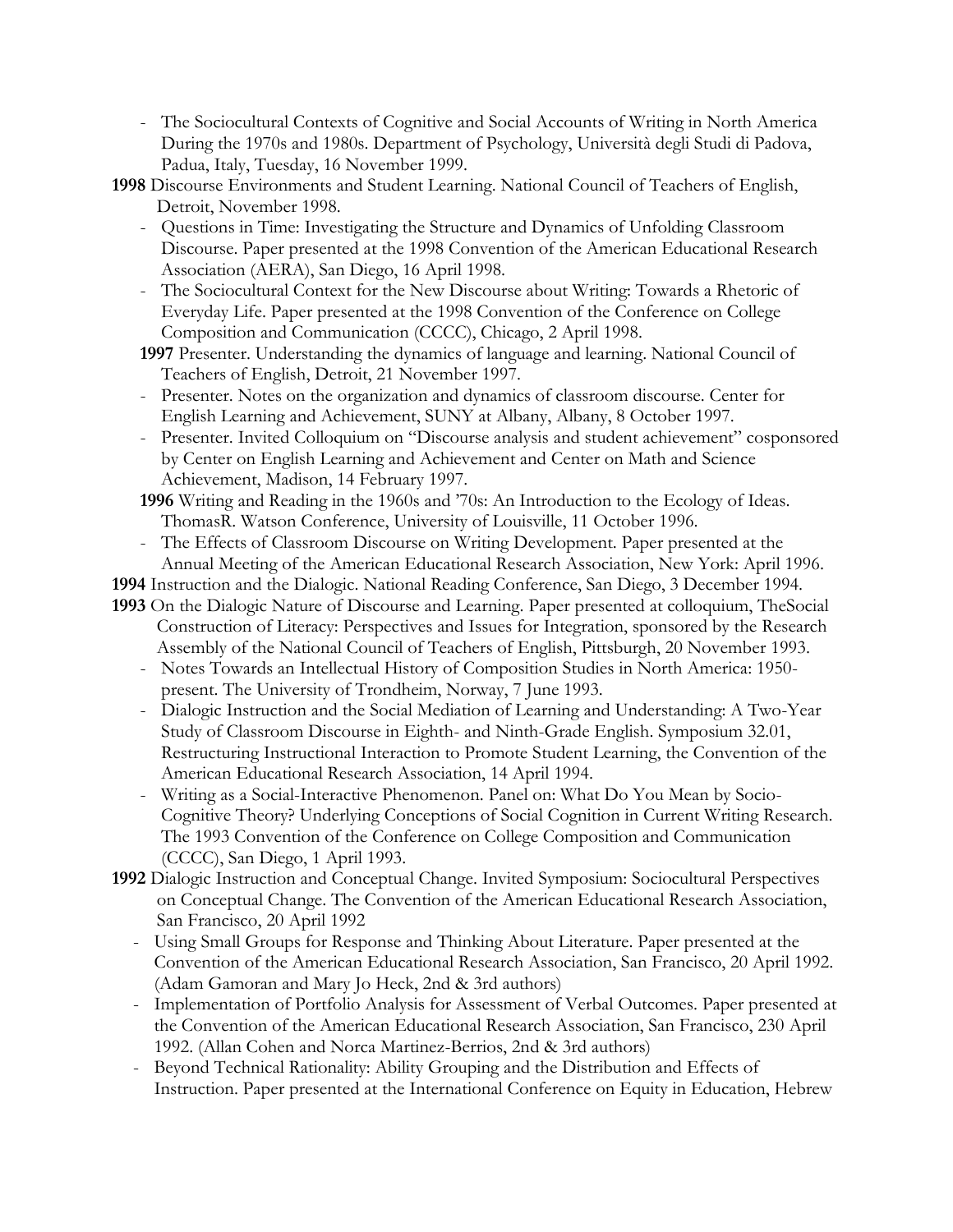- The Sociocultural Contexts of Cognitive and Social Accounts of Writing in North America During the 1970s and 1980s. Department of Psychology, Università degli Studi di Padova, Padua, Italy, Tuesday, 16 November 1999.

**1998** Discourse Environments and Student Learning. National Council of Teachers of English, Detroit, November 1998.

- Questions in Time: Investigating the Structure and Dynamics of Unfolding Classroom Discourse. Paper presented at the 1998 Convention of the American Educational Research Association (AERA), San Diego, 16 April 1998.
- The Sociocultural Context for the New Discourse about Writing: Towards a Rhetoric of Everyday Life. Paper presented at the 1998 Convention of the Conference on College Composition and Communication (CCCC), Chicago, 2 April 1998.

**1997** Presenter. Understanding the dynamics of language and learning. National Council of Teachers of English, Detroit, 21 November 1997.

- Presenter. Notes on the organization and dynamics of classroom discourse. Center for English Learning and Achievement, SUNY at Albany, Albany, 8 October 1997.
- Presenter. Invited Colloquium on "Discourse analysis and student achievement" cosponsored by Center on English Learning and Achievement and Center on Math and Science Achievement, Madison, 14 February 1997.

**1996** Writing and Reading in the 1960s and '70s: An Introduction to the Ecology of Ideas. ThomasR. Watson Conference, University of Louisville, 11 October 1996.

- The Effects of Classroom Discourse on Writing Development. Paper presented at the Annual Meeting of the American Educational Research Association, New York: April 1996.

**1994** Instruction and the Dialogic. National Reading Conference, San Diego, 3 December 1994.

**1993** On the Dialogic Nature of Discourse and Learning. Paper presented at colloquium, TheSocial Construction of Literacy: Perspectives and Issues for Integration, sponsored by the Research Assembly of the National Council of Teachers of English, Pittsburgh, 20 November 1993.

- Notes Towards an Intellectual History of Composition Studies in North America: 1950-present. The University of Trondheim, Norway, 7 June 1993.
- Dialogic Instruction and the Social Mediation of Learning and Understanding: A Two-Year Study of Classroom Discourse in Eighth- and Ninth-Grade English. Symposium 32.01, Restructuring Instructional Interaction to Promote Student Learning, the Convention of the American Educational Research Association, 14 April 1994.
- Writing as a Social-Interactive Phenomenon. Panel on: What Do You Mean by Socio-Cognitive Theory? Underlying Conceptions of Social Cognition in Current Writing Research. The 1993 Convention of the Conference on College Composition and Communication (CCCC), San Diego, 1 April 1993.

**1992** Dialogic Instruction and Conceptual Change. Invited Symposium: Sociocultural Perspectives on Conceptual Change. The Convention of the American Educational Research Association, San Francisco, 20 April 1992

- Using Small Groups for Response and Thinking About Literature. Paper presented at the Convention of the American Educational Research Association, San Francisco, 20 April 1992. (Adam Gamoran and Mary Jo Heck, 2nd & 3rd authors)
- Implementation of Portfolio Analysis for Assessment of Verbal Outcomes. Paper presented at the Convention of the American Educational Research Association, San Francisco, 230 April 1992. (Allan Cohen and Norca Martinez-Berrios, 2nd & 3rd authors)
- Beyond Technical Rationality: Ability Grouping and the Distribution and Effects of Instruction. Paper presented at the International Conference on Equity in Education, Hebrew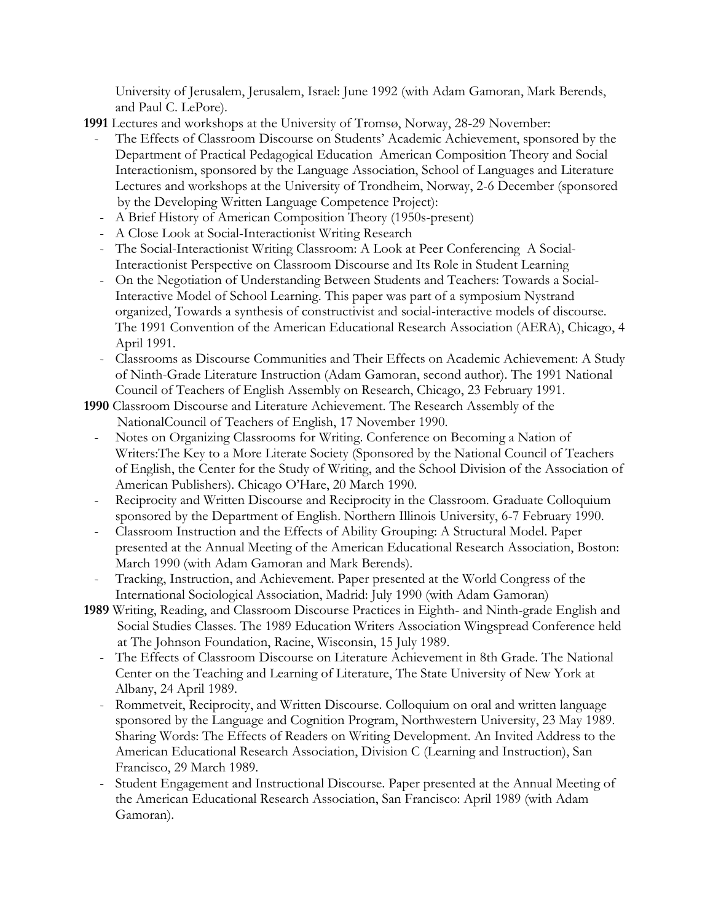University of Jerusalem, Jerusalem, Israel: June 1992 (with Adam Gamoran, Mark Berends, and Paul C. LePore).

**1991** Lectures and workshops at the University of Tromsø, Norway, 28-29 November:

- The Effects of Classroom Discourse on Students' Academic Achievement, sponsored by the Department of Practical Pedagogical Education American Composition Theory and Social Interactionism, sponsored by the Language Association, School of Languages and Literature Lectures and workshops at the University of Trondheim, Norway, 2-6 December (sponsored by the Developing Written Language Competence Project):
- A Brief History of American Composition Theory (1950s-present)
- A Close Look at Social-Interactionist Writing Research
- The Social-Interactionist Writing Classroom: A Look at Peer Conferencing A Social-Interactionist Perspective on Classroom Discourse and Its Role in Student Learning
- On the Negotiation of Understanding Between Students and Teachers: Towards a Social-Interactive Model of School Learning. This paper was part of a symposium Nystrand organized, Towards a synthesis of constructivist and social-interactive models of discourse. The 1991 Convention of the American Educational Research Association (AERA), Chicago, 4 April 1991.
- Classrooms as Discourse Communities and Their Effects on Academic Achievement: A Study of Ninth-Grade Literature Instruction (Adam Gamoran, second author). The 1991 National Council of Teachers of English Assembly on Research, Chicago, 23 February 1991.

**1990** Classroom Discourse and Literature Achievement. The Research Assembly of the NationalCouncil of Teachers of English, 17 November 1990.

- Notes on Organizing Classrooms for Writing. Conference on Becoming a Nation of Writers:The Key to a More Literate Society (Sponsored by the National Council of Teachers of English, the Center for the Study of Writing, and the School Division of the Association of American Publishers). Chicago O'Hare, 20 March 1990.
- Reciprocity and Written Discourse and Reciprocity in the Classroom. Graduate Colloquium sponsored by the Department of English. Northern Illinois University, 6-7 February 1990.
- Classroom Instruction and the Effects of Ability Grouping: A Structural Model. Paper presented at the Annual Meeting of the American Educational Research Association, Boston: March 1990 (with Adam Gamoran and Mark Berends).
- Tracking, Instruction, and Achievement. Paper presented at the World Congress of the International Sociological Association, Madrid: July 1990 (with Adam Gamoran)

**1989** Writing, Reading, and Classroom Discourse Practices in Eighth- and Ninth-grade English and Social Studies Classes. The 1989 Education Writers Association Wingspread Conference held at The Johnson Foundation, Racine, Wisconsin, 15 July 1989.

- The Effects of Classroom Discourse on Literature Achievement in 8th Grade. The National Center on the Teaching and Learning of Literature, The State University of New York at Albany, 24 April 1989.
- Rommetveit, Reciprocity, and Written Discourse. Colloquium on oral and written language sponsored by the Language and Cognition Program, Northwestern University, 23 May 1989. Sharing Words: The Effects of Readers on Writing Development. An Invited Address to the American Educational Research Association, Division C (Learning and Instruction), San Francisco, 29 March 1989.
- Student Engagement and Instructional Discourse. Paper presented at the Annual Meeting of the American Educational Research Association, San Francisco: April 1989 (with Adam Gamoran).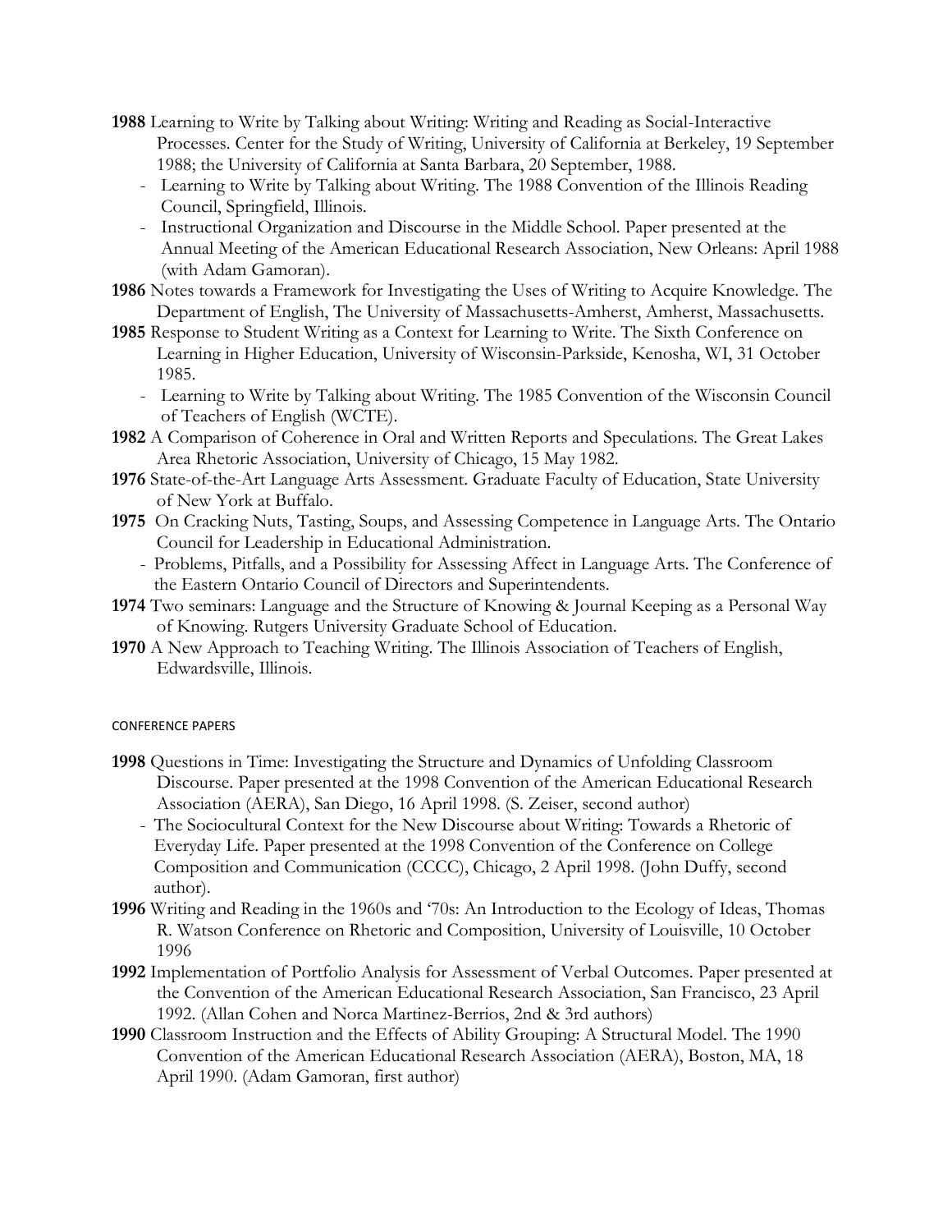**1988** Learning to Write by Talking about Writing: Writing and Reading as Social-Interactive Processes. Center for the Study of Writing, University of California at Berkeley, 19 September 1988; the University of California at Santa Barbara, 20 September, 1988.

- Learning to Write by Talking about Writing. The 1988 Convention of the Illinois Reading Council, Springfield, Illinois.
- Instructional Organization and Discourse in the Middle School. Paper presented at the Annual Meeting of the American Educational Research Association, New Orleans: April 1988 (with Adam Gamoran).

**1986** Notes towards a Framework for Investigating the Uses of Writing to Acquire Knowledge. The Department of English, The University of Massachusetts-Amherst, Amherst, Massachusetts.

**1985** Response to Student Writing as a Context for Learning to Write. The Sixth Conference on Learning in Higher Education, University of Wisconsin-Parkside, Kenosha, WI, 31 October 1985.

- Learning to Write by Talking about Writing. The 1985 Convention of the Wisconsin Council of Teachers of English (WCTE).

**1982** A Comparison of Coherence in Oral and Written Reports and Speculations. The Great Lakes Area Rhetoric Association, University of Chicago, 15 May 1982.

**1976** State-of-the-Art Language Arts Assessment. Graduate Faculty of Education, State University of New York at Buffalo.

**1975** On Cracking Nuts, Tasting, Soups, and Assessing Competence in Language Arts. The Ontario Council for Leadership in Educational Administration.

- Problems, Pitfalls, and a Possibility for Assessing Affect in Language Arts. The Conference of the Eastern Ontario Council of Directors and Superintendents.

**1974** Two seminars: Language and the Structure of Knowing & Journal Keeping as a Personal Way of Knowing. Rutgers University Graduate School of Education.

**1970** A New Approach to Teaching Writing. The Illinois Association of Teachers of English, Edwardsville, Illinois.

CONFERENCE PAPERS

**1998** Questions in Time: Investigating the Structure and Dynamics of Unfolding Classroom Discourse. Paper presented at the 1998 Convention of the American Educational Research Association (AERA), San Diego, 16 April 1998. (S. Zeiser, second author)

- The Sociocultural Context for the New Discourse about Writing: Towards a Rhetoric of Everyday Life. Paper presented at the 1998 Convention of the Conference on College Composition and Communication (CCCC), Chicago, 2 April 1998. (John Duffy, second author).

**1996** Writing and Reading in the 1960s and '70s: An Introduction to the Ecology of Ideas, Thomas R. Watson Conference on Rhetoric and Composition, University of Louisville, 10 October 1996

**1992** Implementation of Portfolio Analysis for Assessment of Verbal Outcomes. Paper presented at the Convention of the American Educational Research Association, San Francisco, 23 April 1992. (Allan Cohen and Norca Martinez-Berrios, 2nd & 3rd authors)

**1990** Classroom Instruction and the Effects of Ability Grouping: A Structural Model. The 1990 Convention of the American Educational Research Association (AERA), Boston, MA, 18 April 1990. (Adam Gamoran, first author)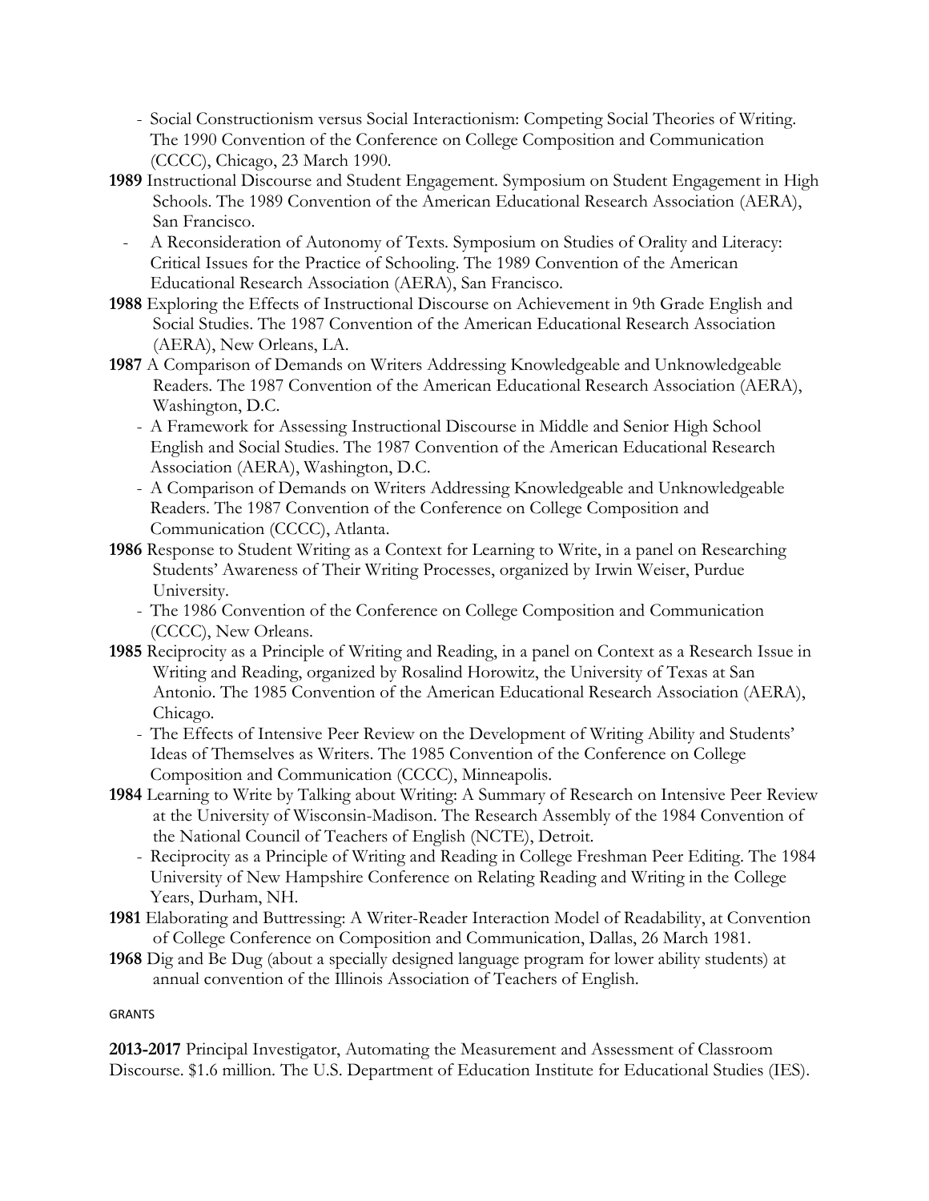- Social Constructionism versus Social Interactionism: Competing Social Theories of Writing. The 1990 Convention of the Conference on College Composition and Communication (CCCC), Chicago, 23 March 1990.

**1989** Instructional Discourse and Student Engagement. Symposium on Student Engagement in High Schools. The 1989 Convention of the American Educational Research Association (AERA), San Francisco.

- A Reconsideration of Autonomy of Texts. Symposium on Studies of Orality and Literacy: Critical Issues for the Practice of Schooling. The 1989 Convention of the American Educational Research Association (AERA), San Francisco.

**1988** Exploring the Effects of Instructional Discourse on Achievement in 9th Grade English and Social Studies. The 1987 Convention of the American Educational Research Association (AERA), New Orleans, LA.

**1987** A Comparison of Demands on Writers Addressing Knowledgeable and Unknowledgeable Readers. The 1987 Convention of the American Educational Research Association (AERA), Washington, D.C.

- A Framework for Assessing Instructional Discourse in Middle and Senior High School English and Social Studies. The 1987 Convention of the American Educational Research Association (AERA), Washington, D.C.
- A Comparison of Demands on Writers Addressing Knowledgeable and Unknowledgeable Readers. The 1987 Convention of the Conference on College Composition and Communication (CCCC), Atlanta.

**1986** Response to Student Writing as a Context for Learning to Write, in a panel on Researching Students' Awareness of Their Writing Processes, organized by Irwin Weiser, Purdue University.

- The 1986 Convention of the Conference on College Composition and Communication (CCCC), New Orleans.

**1985** Reciprocity as a Principle of Writing and Reading, in a panel on Context as a Research Issue in Writing and Reading, organized by Rosalind Horowitz, the University of Texas at San Antonio. The 1985 Convention of the American Educational Research Association (AERA), Chicago.

- The Effects of Intensive Peer Review on the Development of Writing Ability and Students' Ideas of Themselves as Writers. The 1985 Convention of the Conference on College Composition and Communication (CCCC), Minneapolis.

**1984** Learning to Write by Talking about Writing: A Summary of Research on Intensive Peer Review at the University of Wisconsin-Madison. The Research Assembly of the 1984 Convention of the National Council of Teachers of English (NCTE), Detroit.

- Reciprocity as a Principle of Writing and Reading in College Freshman Peer Editing. The 1984 University of New Hampshire Conference on Relating Reading and Writing in the College Years, Durham, NH.

**1981** Elaborating and Buttressing: A Writer-Reader Interaction Model of Readability, at Convention of College Conference on Composition and Communication, Dallas, 26 March 1981.

**1968** Dig and Be Dug (about a specially designed language program for lower ability students) at annual convention of the Illinois Association of Teachers of English.

GRANTS

**2013-2017** Principal Investigator, Automating the Measurement and Assessment of Classroom Discourse. $1.6 million. The U.S. Department of Education Institute for Educational Studies (IES).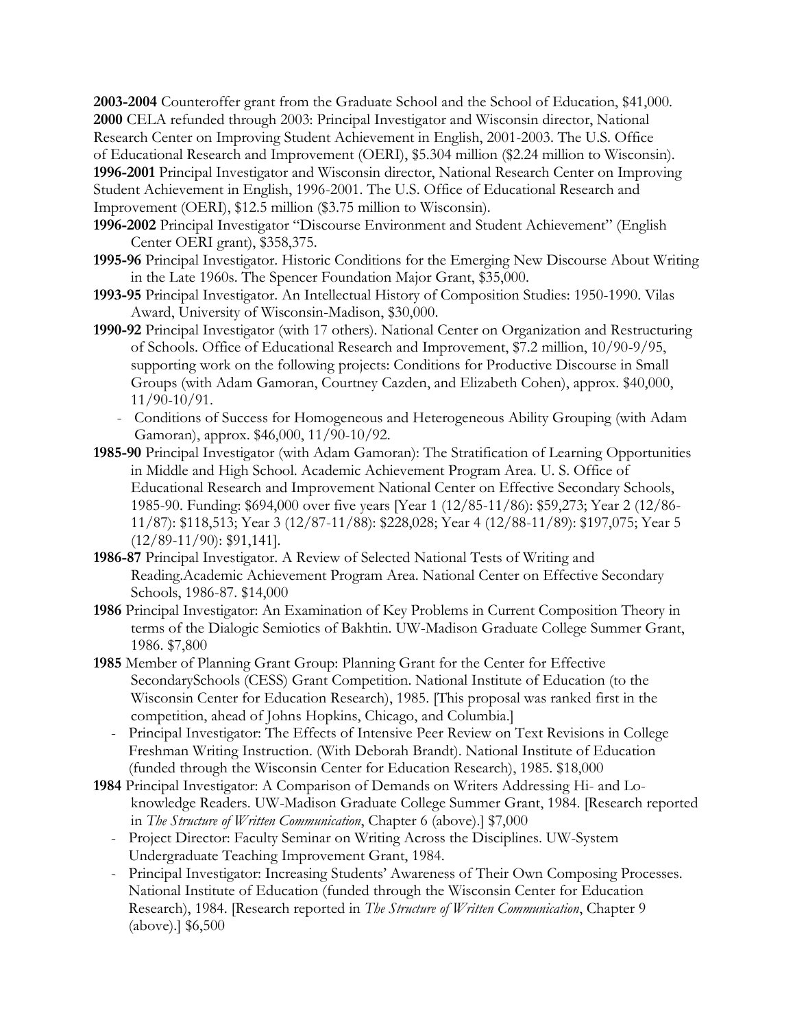**2003-2004** Counteroffer grant from the Graduate School and the School of Education, $41,000.

**2000** CELA refunded through 2003: Principal Investigator and Wisconsin director, National Research Center on Improving Student Achievement in English, 2001-2003. The U.S. Office of Educational Research and Improvement (OERI), $5.304 million ($2.24 million to Wisconsin).

**1996-2001** Principal Investigator and Wisconsin director, National Research Center on Improving Student Achievement in English, 1996-2001. The U.S. Office of Educational Research and Improvement (OERI), $12.5 million ($3.75 million to Wisconsin).

**1996-2002** Principal Investigator "Discourse Environment and Student Achievement" (English Center OERI grant), $358,375.

**1995-96** Principal Investigator. Historic Conditions for the Emerging New Discourse About Writing in the Late 1960s. The Spencer Foundation Major Grant, $35,000.

**1993-95** Principal Investigator. An Intellectual History of Composition Studies: 1950-1990. Vilas Award, University of Wisconsin-Madison, $30,000.

**1990-92** Principal Investigator (with 17 others). National Center on Organization and Restructuring of Schools. Office of Educational Research and Improvement, $7.2 million, 10/90-9/95, supporting work on the following projects: Conditions for Productive Discourse in Small Groups (with Adam Gamoran, Courtney Cazden, and Elizabeth Cohen), approx. $40,000, 11/90-10/91.

- Conditions of Success for Homogeneous and Heterogeneous Ability Grouping (with Adam Gamoran), approx. $46,000, 11/90-10/92.

**1985-90** Principal Investigator (with Adam Gamoran): The Stratification of Learning Opportunities in Middle and High School. Academic Achievement Program Area. U. S. Office of Educational Research and Improvement National Center on Effective Secondary Schools, 1985-90. Funding: $694,000 over five years [Year 1 (12/85-11/86): $59,273; Year 2 (12/86-11/87): $118,513; Year 3 (12/87-11/88): $228,028; Year 4 (12/88-11/89): $197,075; Year 5 (12/89-11/90): $91,141].

**1986-87** Principal Investigator. A Review of Selected National Tests of Writing and Reading.Academic Achievement Program Area. National Center on Effective Secondary Schools, 1986-87. $14,000

**1986** Principal Investigator: An Examination of Key Problems in Current Composition Theory in terms of the Dialogic Semiotics of Bakhtin. UW-Madison Graduate College Summer Grant, 1986. $7,800

**1985** Member of Planning Grant Group: Planning Grant for the Center for Effective SecondarySchools (CESS) Grant Competition. National Institute of Education (to the Wisconsin Center for Education Research), 1985. [This proposal was ranked first in the competition, ahead of Johns Hopkins, Chicago, and Columbia.]

- Principal Investigator: The Effects of Intensive Peer Review on Text Revisions in College Freshman Writing Instruction. (With Deborah Brandt). National Institute of Education (funded through the Wisconsin Center for Education Research), 1985. $18,000

**1984** Principal Investigator: A Comparison of Demands on Writers Addressing Hi- and Lo-knowledge Readers. UW-Madison Graduate College Summer Grant, 1984. [Research reported in *The Structure of Written Communication*, Chapter 6 (above).] $7,000

- Project Director: Faculty Seminar on Writing Across the Disciplines. UW-System Undergraduate Teaching Improvement Grant, 1984.
- Principal Investigator: Increasing Students' Awareness of Their Own Composing Processes. National Institute of Education (funded through the Wisconsin Center for Education Research), 1984. [Research reported in *The Structure of Written Communication*, Chapter 9 (above).] $6,500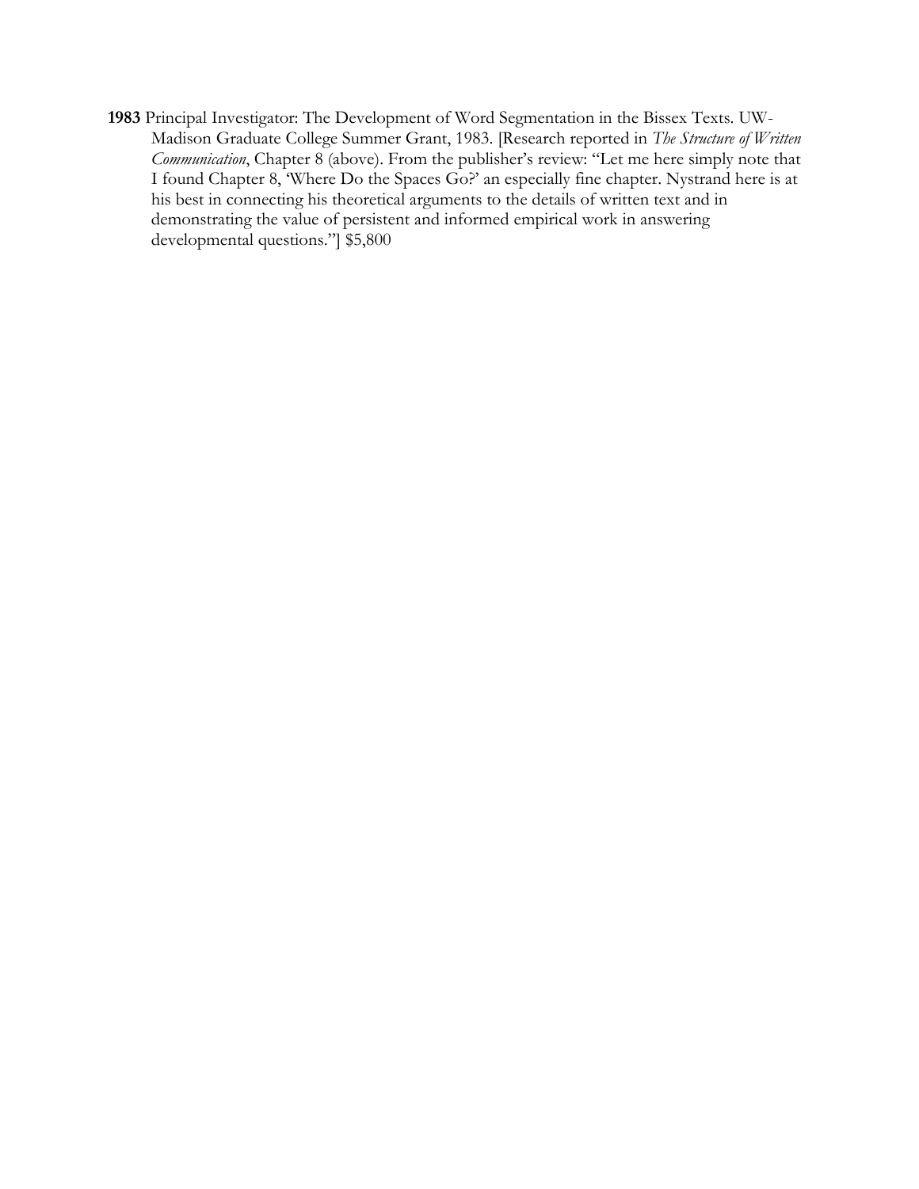**1983** Principal Investigator: The Development of Word Segmentation in the Bissex Texts. UW-Madison Graduate College Summer Grant, 1983. [Research reported in *The Structure of Written Communication*, Chapter 8 (above). From the publisher's review: "Let me here simply note that I found Chapter 8, 'Where Do the Spaces Go?' an especially fine chapter. Nystrand here is at his best in connecting his theoretical arguments to the details of written text and in demonstrating the value of persistent and informed empirical work in answering developmental questions."] $5,800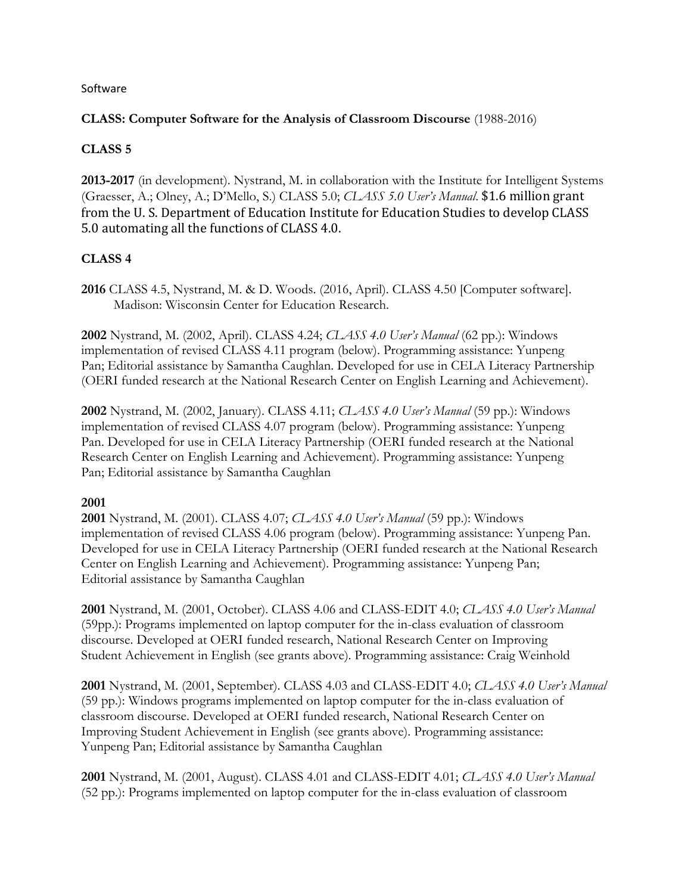Software

**CLASS: Computer Software for the Analysis of Classroom Discourse** (1988-2016)

**CLASS 5**

**2013-2017** (in development). Nystrand, M. in collaboration with the Institute for Intelligent Systems (Graesser, A.; Olney, A.; D'Mello, S.) CLASS 5.0; *CLASS 5.0 User's Manual*. $1.6 million grant from the U. S. Department of Education Institute for Education Studies to develop CLASS 5.0 automating all the functions of CLASS 4.0.

**CLASS 4**

**2016** CLASS 4.5, Nystrand, M. & D. Woods. (2016, April). CLASS 4.50 [Computer software]. Madison: Wisconsin Center for Education Research.

**2002** Nystrand, M. (2002, April). CLASS 4.24; *CLASS 4.0 User's Manual* (62 pp.): Windows implementation of revised CLASS 4.11 program (below). Programming assistance: Yunpeng Pan; Editorial assistance by Samantha Caughlan. Developed for use in CELA Literacy Partnership (OERI funded research at the National Research Center on English Learning and Achievement).

**2002** Nystrand, M. (2002, January). CLASS 4.11; *CLASS 4.0 User's Manual* (59 pp.): Windows implementation of revised CLASS 4.07 program (below). Programming assistance: Yunpeng Pan. Developed for use in CELA Literacy Partnership (OERI funded research at the National Research Center on English Learning and Achievement). Programming assistance: Yunpeng Pan; Editorial assistance by Samantha Caughlan

**2001**

**2001** Nystrand, M. (2001). CLASS 4.07; *CLASS 4.0 User's Manual* (59 pp.): Windows implementation of revised CLASS 4.06 program (below). Programming assistance: Yunpeng Pan. Developed for use in CELA Literacy Partnership (OERI funded research at the National Research Center on English Learning and Achievement). Programming assistance: Yunpeng Pan; Editorial assistance by Samantha Caughlan

**2001** Nystrand, M. (2001, October). CLASS 4.06 and CLASS-EDIT 4.0; *CLASS 4.0 User's Manual* (59pp.): Programs implemented on laptop computer for the in-class evaluation of classroom discourse. Developed at OERI funded research, National Research Center on Improving Student Achievement in English (see grants above). Programming assistance: Craig Weinhold

**2001** Nystrand, M. (2001, September). CLASS 4.03 and CLASS-EDIT 4.0; *CLASS 4.0 User's Manual* (59 pp.): Windows programs implemented on laptop computer for the in-class evaluation of classroom discourse. Developed at OERI funded research, National Research Center on Improving Student Achievement in English (see grants above). Programming assistance: Yunpeng Pan; Editorial assistance by Samantha Caughlan

**2001** Nystrand, M. (2001, August). CLASS 4.01 and CLASS-EDIT 4.01; *CLASS 4.0 User's Manual* (52 pp.): Programs implemented on laptop computer for the in-class evaluation of classroom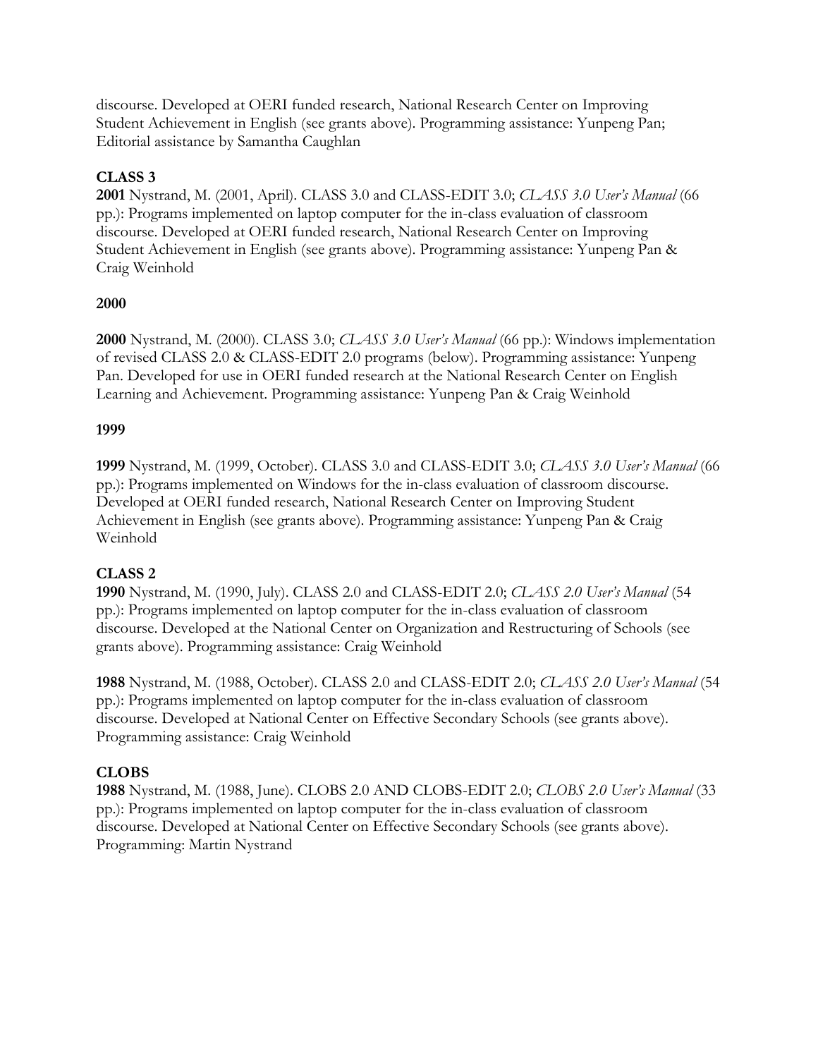discourse. Developed at OERI funded research, National Research Center on Improving Student Achievement in English (see grants above). Programming assistance: Yunpeng Pan; Editorial assistance by Samantha Caughlan

**CLASS 3**

**2001** Nystrand, M. (2001, April). CLASS 3.0 and CLASS-EDIT 3.0; *CLASS 3.0 User's Manual* (66 pp.): Programs implemented on laptop computer for the in-class evaluation of classroom discourse. Developed at OERI funded research, National Research Center on Improving Student Achievement in English (see grants above). Programming assistance: Yunpeng Pan & Craig Weinhold

**2000**

**2000** Nystrand, M. (2000). CLASS 3.0; *CLASS 3.0 User's Manual* (66 pp.): Windows implementation of revised CLASS 2.0 & CLASS-EDIT 2.0 programs (below). Programming assistance: Yunpeng Pan. Developed for use in OERI funded research at the National Research Center on English Learning and Achievement. Programming assistance: Yunpeng Pan & Craig Weinhold

**1999**

**1999** Nystrand, M. (1999, October). CLASS 3.0 and CLASS-EDIT 3.0; *CLASS 3.0 User's Manual* (66 pp.): Programs implemented on Windows for the in-class evaluation of classroom discourse. Developed at OERI funded research, National Research Center on Improving Student Achievement in English (see grants above). Programming assistance: Yunpeng Pan & Craig Weinhold

**CLASS 2**

**1990** Nystrand, M. (1990, July). CLASS 2.0 and CLASS-EDIT 2.0; *CLASS 2.0 User's Manual* (54 pp.): Programs implemented on laptop computer for the in-class evaluation of classroom discourse. Developed at the National Center on Organization and Restructuring of Schools (see grants above). Programming assistance: Craig Weinhold

**1988** Nystrand, M. (1988, October). CLASS 2.0 and CLASS-EDIT 2.0; *CLASS 2.0 User's Manual* (54 pp.): Programs implemented on laptop computer for the in-class evaluation of classroom discourse. Developed at National Center on Effective Secondary Schools (see grants above). Programming assistance: Craig Weinhold

**CLOBS**

**1988** Nystrand, M. (1988, June). CLOBS 2.0 AND CLOBS-EDIT 2.0; *CLOBS 2.0 User's Manual* (33 pp.): Programs implemented on laptop computer for the in-class evaluation of classroom discourse. Developed at National Center on Effective Secondary Schools (see grants above). Programming: Martin Nystrand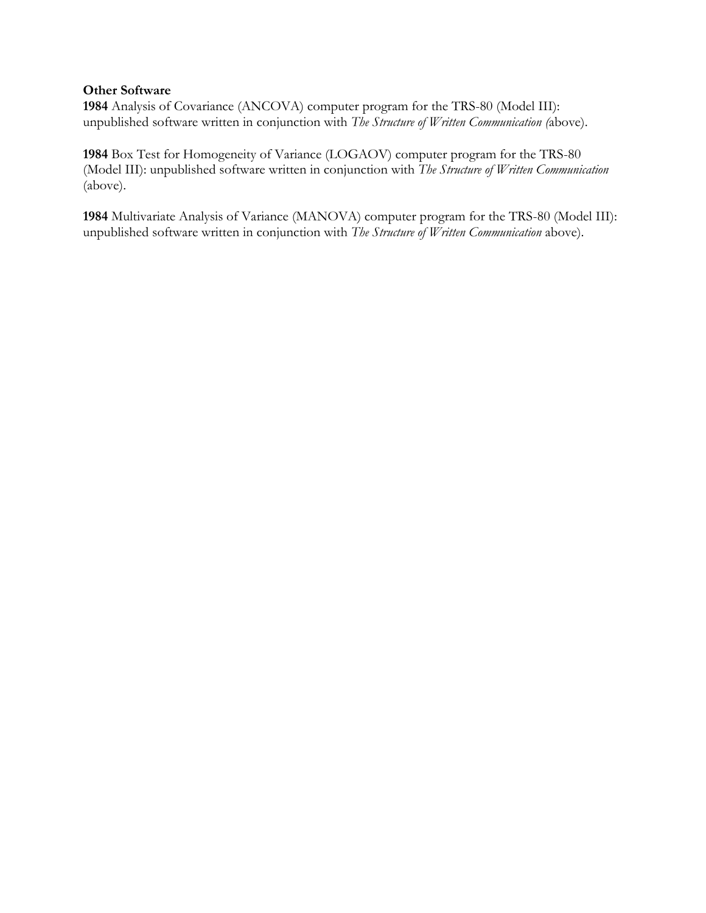**Other Software**

**1984** Analysis of Covariance (ANCOVA) computer program for the TRS-80 (Model III): unpublished software written in conjunction with *The Structure of Written Communication (*above).

**1984** Box Test for Homogeneity of Variance (LOGAOV) computer program for the TRS-80 (Model III): unpublished software written in conjunction with *The Structure of Written Communication* (above).

**1984** Multivariate Analysis of Variance (MANOVA) computer program for the TRS-80 (Model III): unpublished software written in conjunction with *The Structure of Written Communication* above).